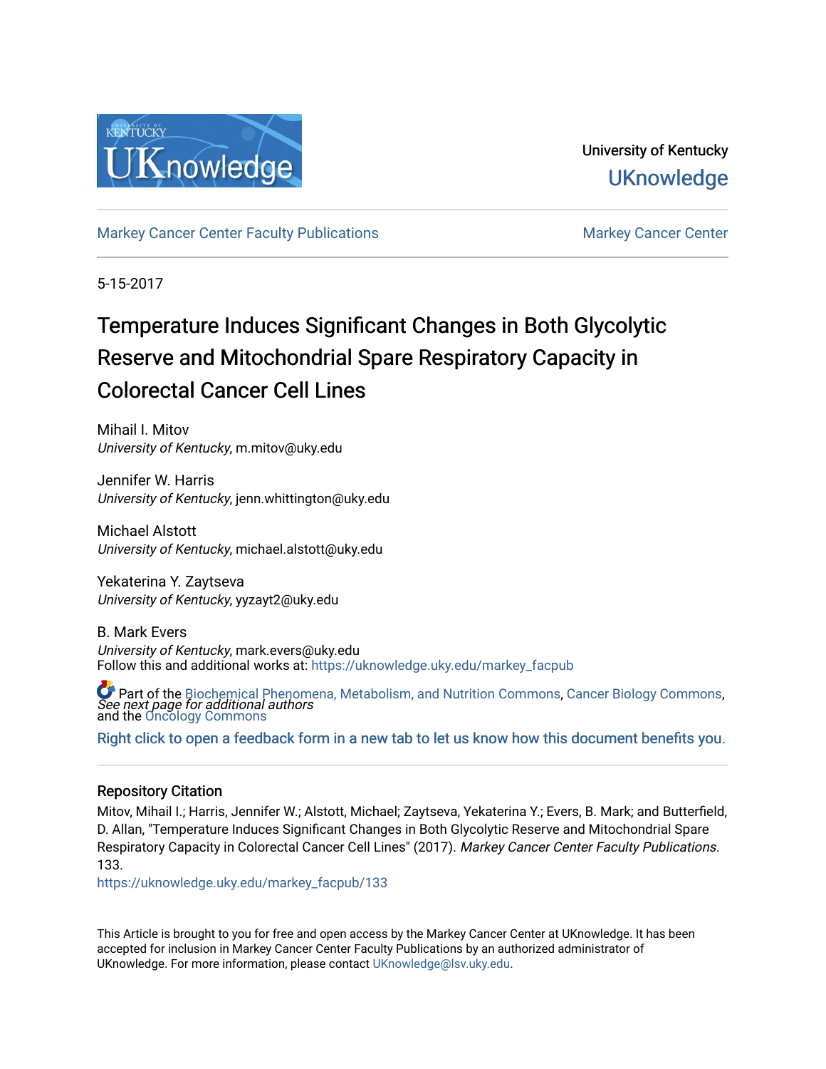University of Kentucky

UKnowledge

Markey Cancer Center Faculty Publications | Markey Cancer Center

5-15-2017

# Temperature Induces Significant Changes in Both Glycolytic Reserve and Mitochondrial Spare Respiratory Capacity in Colorectal Cancer Cell Lines

Mihail I. Mitov
*University of Kentucky*, m.mitov@uky.edu

Jennifer W. Harris
*University of Kentucky*, jenn.whittington@uky.edu

Michael Alstott
*University of Kentucky*, michael.alstott@uky.edu

Yekaterina Y. Zaytseva
*University of Kentucky*, yyzayt2@uky.edu

B. Mark Evers
*University of Kentucky*, mark.evers@uky.edu

*See next page for additional authors*

Follow this and additional works at: https://uknowledge.uky.edu/markey_facpub

Part of the Biochemical Phenomena, Metabolism, and Nutrition Commons, Cancer Biology Commons, and the Oncology Commons

Right click to open a feedback form in a new tab to let us know how this document benefits you.

## Repository Citation

Mitov, Mihail I.; Harris, Jennifer W.; Alstott, Michael; Zaytseva, Yekaterina Y.; Evers, B. Mark; and Butterfield, D. Allan, "Temperature Induces Significant Changes in Both Glycolytic Reserve and Mitochondrial Spare Respiratory Capacity in Colorectal Cancer Cell Lines" (2017). *Markey Cancer Center Faculty Publications*. 133.
https://uknowledge.uky.edu/markey_facpub/133

This Article is brought to you for free and open access by the Markey Cancer Center at UKnowledge. It has been accepted for inclusion in Markey Cancer Center Faculty Publications by an authorized administrator of UKnowledge. For more information, please contact UKnowledge@lsv.uky.edu.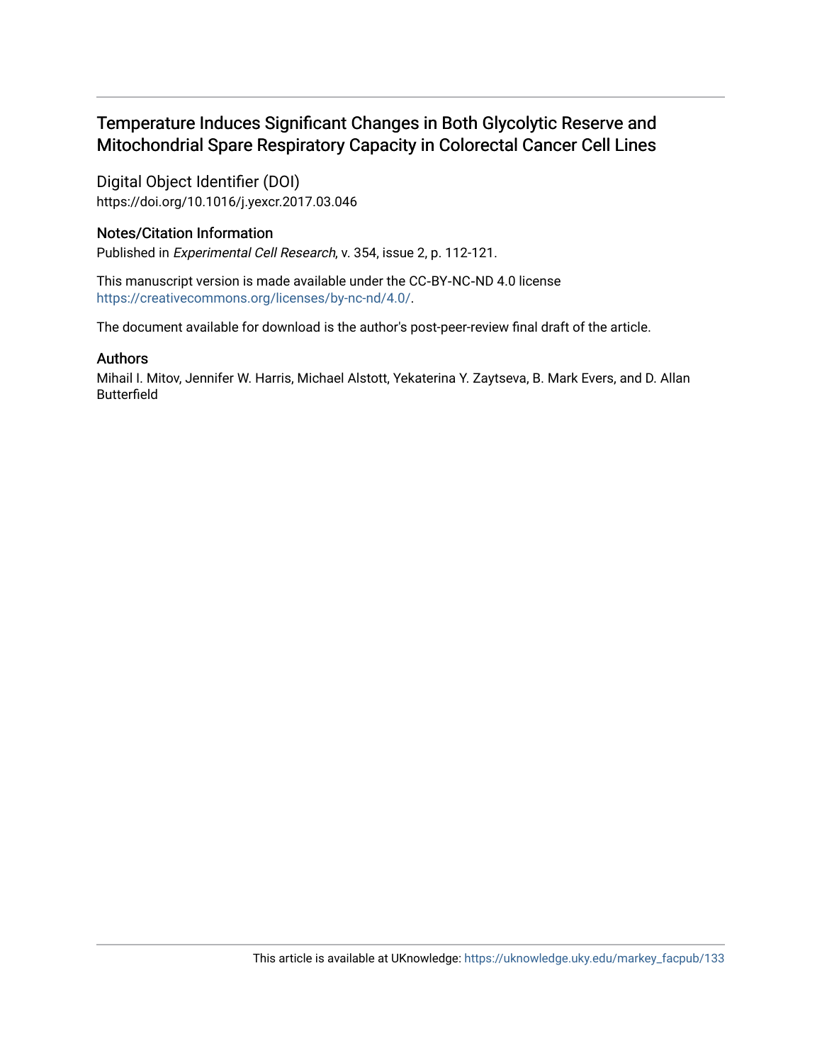# Temperature Induces Significant Changes in Both Glycolytic Reserve and Mitochondrial Spare Respiratory Capacity in Colorectal Cancer Cell Lines

## Digital Object Identifier (DOI)

https://doi.org/10.1016/j.yexcr.2017.03.046

## Notes/Citation Information

Published in *Experimental Cell Research*, v. 354, issue 2, p. 112-121.

This manuscript version is made available under the CC-BY-NC-ND 4.0 license https://creativecommons.org/licenses/by-nc-nd/4.0/.

The document available for download is the author's post-peer-review final draft of the article.

## Authors

Mihail I. Mitov, Jennifer W. Harris, Michael Alstott, Yekaterina Y. Zaytseva, B. Mark Evers, and D. Allan Butterfield

This article is available at UKnowledge: https://uknowledge.uky.edu/markey_facpub/133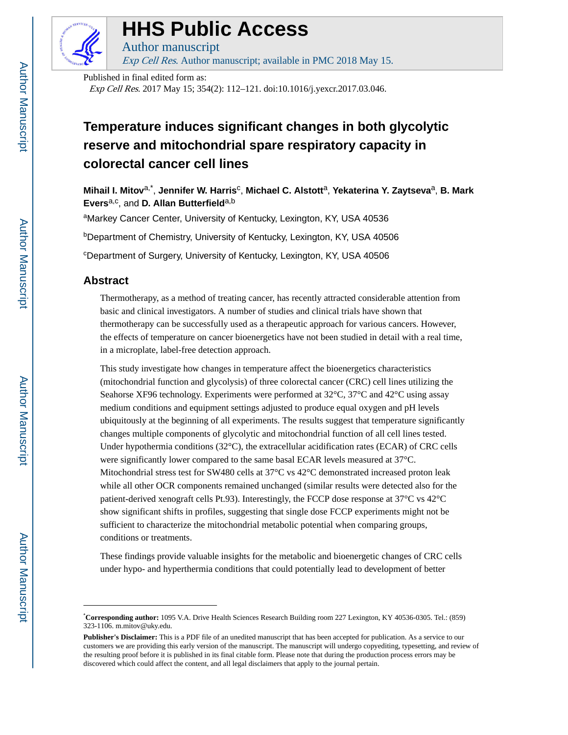# Temperature induces significant changes in both glycolytic reserve and mitochondrial spare respiratory capacity in colorectal cancer cell lines

**Mihail I. Mitov**[a,*], **Jennifer W. Harris**[c], **Michael C. Alstott**[a], **Yekaterina Y. Zaytseva**[a], **B. Mark Evers**[a,c], and **D. Allan Butterfield**[a,b]

[a]Markey Cancer Center, University of Kentucky, Lexington, KY, USA 40536

[b]Department of Chemistry, University of Kentucky, Lexington, KY, USA 40506

[c]Department of Surgery, University of Kentucky, Lexington, KY, USA 40506

## Abstract

Thermotherapy, as a method of treating cancer, has recently attracted considerable attention from basic and clinical investigators. A number of studies and clinical trials have shown that thermotherapy can be successfully used as a therapeutic approach for various cancers. However, the effects of temperature on cancer bioenergetics have not been studied in detail with a real time, in a microplate, label-free detection approach.

This study investigate how changes in temperature affect the bioenergetics characteristics (mitochondrial function and glycolysis) of three colorectal cancer (CRC) cell lines utilizing the Seahorse XF96 technology. Experiments were performed at 32°C, 37°C and 42°C using assay medium conditions and equipment settings adjusted to produce equal oxygen and pH levels ubiquitously at the beginning of all experiments. The results suggest that temperature significantly changes multiple components of glycolytic and mitochondrial function of all cell lines tested. Under hypothermia conditions (32°C), the extracellular acidification rates (ECAR) of CRC cells were significantly lower compared to the same basal ECAR levels measured at 37°C. Mitochondrial stress test for SW480 cells at 37°C vs 42°C demonstrated increased proton leak while all other OCR components remained unchanged (similar results were detected also for the patient-derived xenograft cells Pt.93). Interestingly, the FCCP dose response at 37°C vs 42°C show significant shifts in profiles, suggesting that single dose FCCP experiments might not be sufficient to characterize the mitochondrial metabolic potential when comparing groups, conditions or treatments.

These findings provide valuable insights for the metabolic and bioenergetic changes of CRC cells under hypo- and hyperthermia conditions that could potentially lead to development of better

---

*Corresponding author: 1095 V.A. Drive Health Sciences Research Building room 227 Lexington, KY 40536-0305. Tel.: (859) 323-1106. m.mitov@uky.edu.

**Publisher's Disclaimer:** This is a PDF file of an unedited manuscript that has been accepted for publication. As a service to our customers we are providing this early version of the manuscript. The manuscript will undergo copyediting, typesetting, and review of the resulting proof before it is published in its final citable form. Please note that during the production process errors may be discovered which could affect the content, and all legal disclaimers that apply to the journal pertain.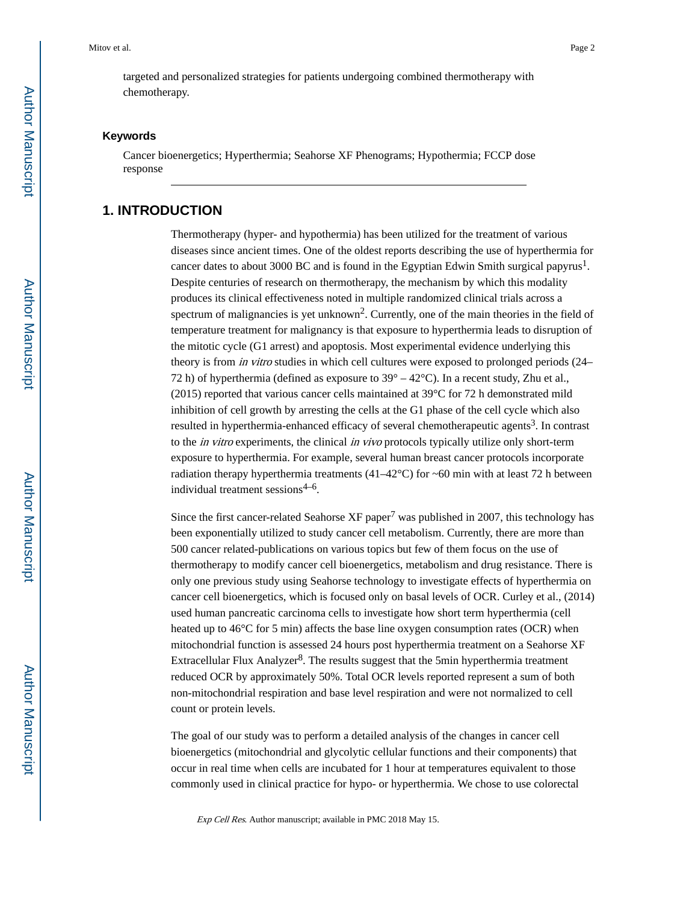targeted and personalized strategies for patients undergoing combined thermotherapy with chemotherapy.

### Keywords

Cancer bioenergetics; Hyperthermia; Seahorse XF Phenograms; Hypothermia; FCCP dose response

## 1. INTRODUCTION

Thermotherapy (hyper- and hypothermia) has been utilized for the treatment of various diseases since ancient times. One of the oldest reports describing the use of hyperthermia for cancer dates to about 3000 BC and is found in the Egyptian Edwin Smith surgical papyrus[1]. Despite centuries of research on thermotherapy, the mechanism by which this modality produces its clinical effectiveness noted in multiple randomized clinical trials across a spectrum of malignancies is yet unknown[2]. Currently, one of the main theories in the field of temperature treatment for malignancy is that exposure to hyperthermia leads to disruption of the mitotic cycle (G1 arrest) and apoptosis. Most experimental evidence underlying this theory is from *in vitro* studies in which cell cultures were exposed to prolonged periods (24–72 h) of hyperthermia (defined as exposure to 39° – 42°C). In a recent study, Zhu et al., (2015) reported that various cancer cells maintained at 39°C for 72 h demonstrated mild inhibition of cell growth by arresting the cells at the G1 phase of the cell cycle which also resulted in hyperthermia-enhanced efficacy of several chemotherapeutic agents[3]. In contrast to the *in vitro* experiments, the clinical *in vivo* protocols typically utilize only short-term exposure to hyperthermia. For example, several human breast cancer protocols incorporate radiation therapy hyperthermia treatments (41–42°C) for ~60 min with at least 72 h between individual treatment sessions[4–6].

Since the first cancer-related Seahorse XF paper[7] was published in 2007, this technology has been exponentially utilized to study cancer cell metabolism. Currently, there are more than 500 cancer related-publications on various topics but few of them focus on the use of thermotherapy to modify cancer cell bioenergetics, metabolism and drug resistance. There is only one previous study using Seahorse technology to investigate effects of hyperthermia on cancer cell bioenergetics, which is focused only on basal levels of OCR. Curley et al., (2014) used human pancreatic carcinoma cells to investigate how short term hyperthermia (cell heated up to 46°C for 5 min) affects the base line oxygen consumption rates (OCR) when mitochondrial function is assessed 24 hours post hyperthermia treatment on a Seahorse XF Extracellular Flux Analyzer[8]. The results suggest that the 5min hyperthermia treatment reduced OCR by approximately 50%. Total OCR levels reported represent a sum of both non-mitochondrial respiration and base level respiration and were not normalized to cell count or protein levels.

The goal of our study was to perform a detailed analysis of the changes in cancer cell bioenergetics (mitochondrial and glycolytic cellular functions and their components) that occur in real time when cells are incubated for 1 hour at temperatures equivalent to those commonly used in clinical practice for hypo- or hyperthermia. We chose to use colorectal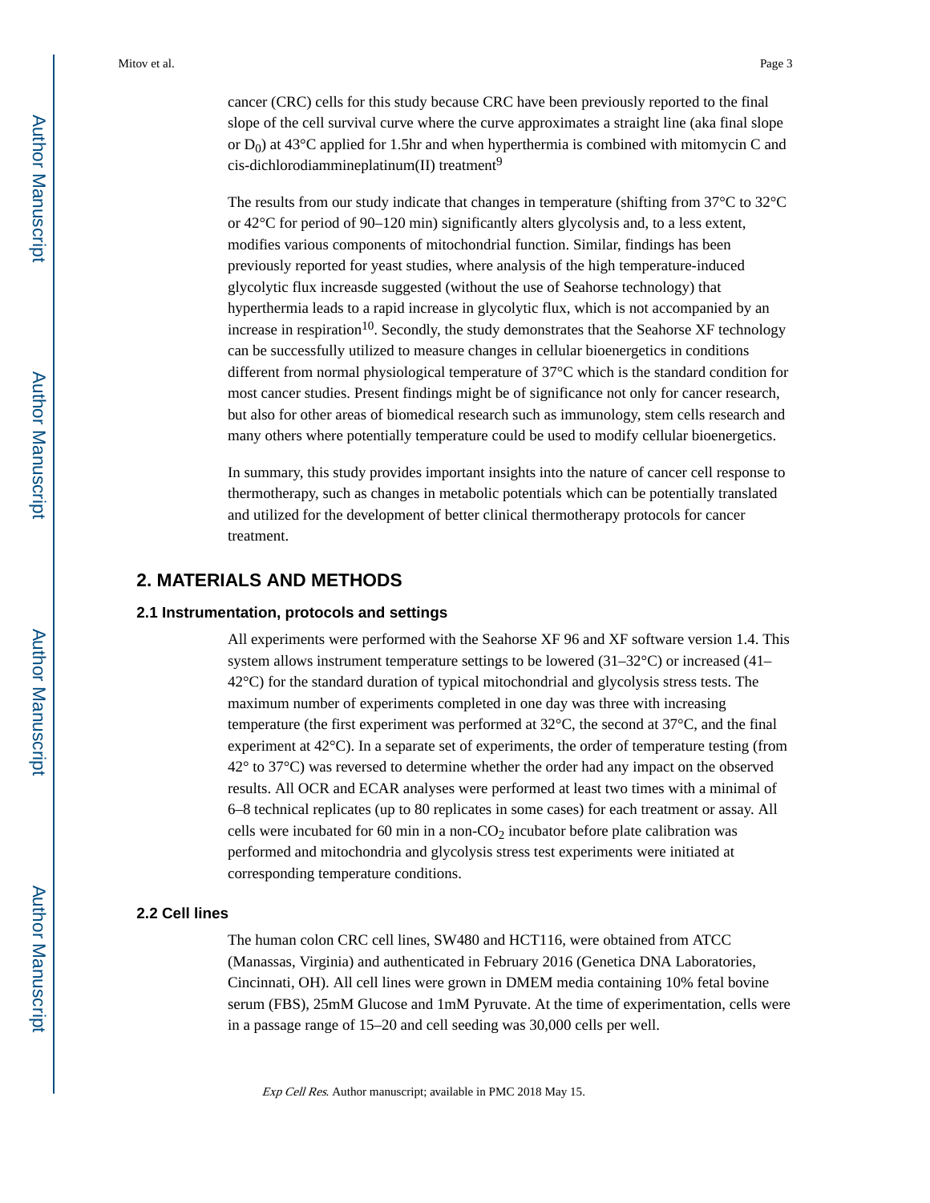cancer (CRC) cells for this study because CRC have been previously reported to the final slope of the cell survival curve where the curve approximates a straight line (aka final slope or $D_0$) at 43°C applied for 1.5hr and when hyperthermia is combined with mitomycin C and cis-dichlorodiammineplatinum(II) treatment[9]

The results from our study indicate that changes in temperature (shifting from 37°C to 32°C or 42°C for period of 90–120 min) significantly alters glycolysis and, to a less extent, modifies various components of mitochondrial function. Similar, findings has been previously reported for yeast studies, where analysis of the high temperature-induced glycolytic flux increasde suggested (without the use of Seahorse technology) that hyperthermia leads to a rapid increase in glycolytic flux, which is not accompanied by an increase in respiration[10]. Secondly, the study demonstrates that the Seahorse XF technology can be successfully utilized to measure changes in cellular bioenergetics in conditions different from normal physiological temperature of 37°C which is the standard condition for most cancer studies. Present findings might be of significance not only for cancer research, but also for other areas of biomedical research such as immunology, stem cells research and many others where potentially temperature could be used to modify cellular bioenergetics.

In summary, this study provides important insights into the nature of cancer cell response to thermotherapy, such as changes in metabolic potentials which can be potentially translated and utilized for the development of better clinical thermotherapy protocols for cancer treatment.

## 2. MATERIALS AND METHODS

### 2.1 Instrumentation, protocols and settings

All experiments were performed with the Seahorse XF 96 and XF software version 1.4. This system allows instrument temperature settings to be lowered (31–32°C) or increased (41–42°C) for the standard duration of typical mitochondrial and glycolysis stress tests. The maximum number of experiments completed in one day was three with increasing temperature (the first experiment was performed at 32°C, the second at 37°C, and the final experiment at 42°C). In a separate set of experiments, the order of temperature testing (from 42° to 37°C) was reversed to determine whether the order had any impact on the observed results. All OCR and ECAR analyses were performed at least two times with a minimal of 6–8 technical replicates (up to 80 replicates in some cases) for each treatment or assay. All cells were incubated for 60 min in a non-$CO_2$ incubator before plate calibration was performed and mitochondria and glycolysis stress test experiments were initiated at corresponding temperature conditions.

### 2.2 Cell lines

The human colon CRC cell lines, SW480 and HCT116, were obtained from ATCC (Manassas, Virginia) and authenticated in February 2016 (Genetica DNA Laboratories, Cincinnati, OH). All cell lines were grown in DMEM media containing 10% fetal bovine serum (FBS), 25mM Glucose and 1mM Pyruvate. At the time of experimentation, cells were in a passage range of 15–20 and cell seeding was 30,000 cells per well.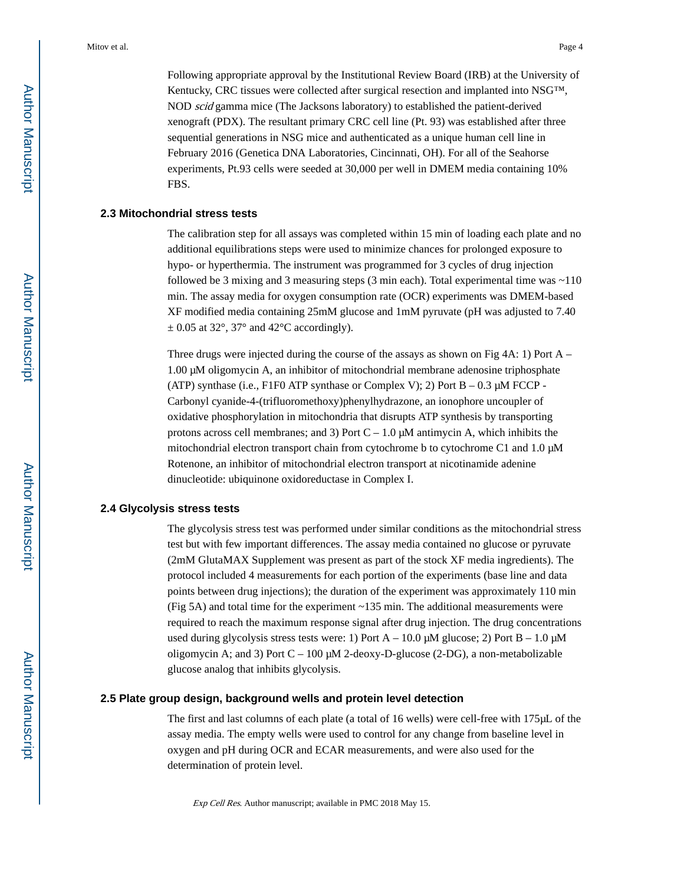Following appropriate approval by the Institutional Review Board (IRB) at the University of Kentucky, CRC tissues were collected after surgical resection and implanted into NSG™, NOD *scid* gamma mice (The Jacksons laboratory) to established the patient-derived xenograft (PDX). The resultant primary CRC cell line (Pt. 93) was established after three sequential generations in NSG mice and authenticated as a unique human cell line in February 2016 (Genetica DNA Laboratories, Cincinnati, OH). For all of the Seahorse experiments, Pt.93 cells were seeded at 30,000 per well in DMEM media containing 10% FBS.

### 2.3 Mitochondrial stress tests

The calibration step for all assays was completed within 15 min of loading each plate and no additional equilibrations steps were used to minimize chances for prolonged exposure to hypo- or hyperthermia. The instrument was programmed for 3 cycles of drug injection followed be 3 mixing and 3 measuring steps (3 min each). Total experimental time was ~110 min. The assay media for oxygen consumption rate (OCR) experiments was DMEM-based XF modified media containing 25mM glucose and 1mM pyruvate (pH was adjusted to 7.40 ± 0.05 at 32°, 37° and 42°C accordingly).

Three drugs were injected during the course of the assays as shown on Fig 4A: 1) Port A – 1.00 μM oligomycin A, an inhibitor of mitochondrial membrane adenosine triphosphate (ATP) synthase (i.e., F1F0 ATP synthase or Complex V); 2) Port B – 0.3 μM FCCP - Carbonyl cyanide-4-(trifluoromethoxy)phenylhydrazone, an ionophore uncoupler of oxidative phosphorylation in mitochondria that disrupts ATP synthesis by transporting protons across cell membranes; and 3) Port C – 1.0 μM antimycin A, which inhibits the mitochondrial electron transport chain from cytochrome b to cytochrome C1 and 1.0 μM Rotenone, an inhibitor of mitochondrial electron transport at nicotinamide adenine dinucleotide: ubiquinone oxidoreductase in Complex I.

### 2.4 Glycolysis stress tests

The glycolysis stress test was performed under similar conditions as the mitochondrial stress test but with few important differences. The assay media contained no glucose or pyruvate (2mM GlutaMAX Supplement was present as part of the stock XF media ingredients). The protocol included 4 measurements for each portion of the experiments (base line and data points between drug injections); the duration of the experiment was approximately 110 min (Fig 5A) and total time for the experiment ~135 min. The additional measurements were required to reach the maximum response signal after drug injection. The drug concentrations used during glycolysis stress tests were: 1) Port A – 10.0 μM glucose; 2) Port B – 1.0 μM oligomycin A; and 3) Port C – 100 μM 2-deoxy-D-glucose (2-DG), a non-metabolizable glucose analog that inhibits glycolysis.

### 2.5 Plate group design, background wells and protein level detection

The first and last columns of each plate (a total of 16 wells) were cell-free with 175μL of the assay media. The empty wells were used to control for any change from baseline level in oxygen and pH during OCR and ECAR measurements, and were also used for the determination of protein level.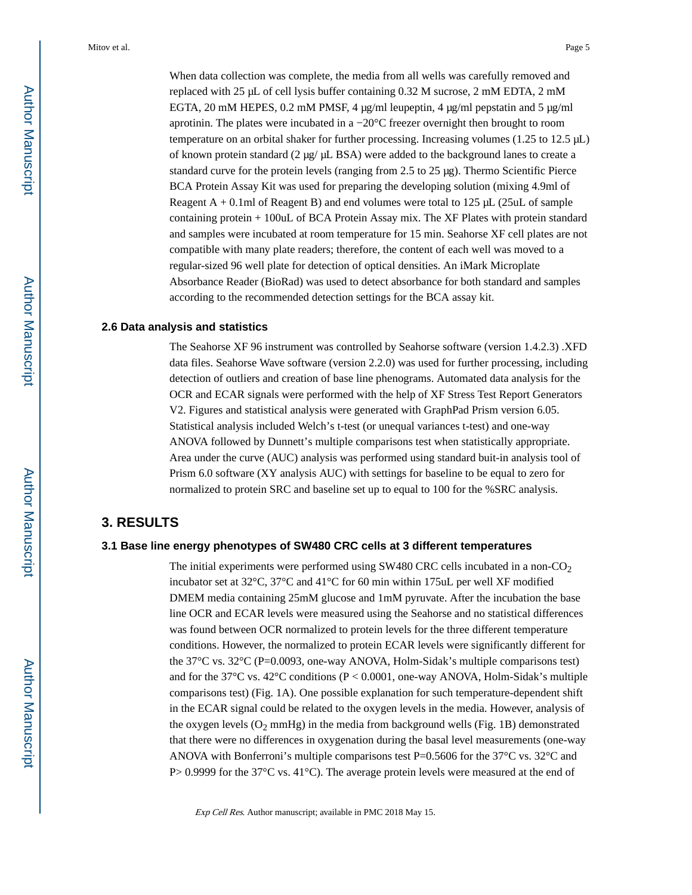When data collection was complete, the media from all wells was carefully removed and replaced with 25 µL of cell lysis buffer containing 0.32 M sucrose, 2 mM EDTA, 2 mM EGTA, 20 mM HEPES, 0.2 mM PMSF, 4 µg/ml leupeptin, 4 µg/ml pepstatin and 5 µg/ml aprotinin. The plates were incubated in a −20°C freezer overnight then brought to room temperature on an orbital shaker for further processing. Increasing volumes (1.25 to 12.5 µL) of known protein standard (2 µg/ µL BSA) were added to the background lanes to create a standard curve for the protein levels (ranging from 2.5 to 25 µg). Thermo Scientific Pierce BCA Protein Assay Kit was used for preparing the developing solution (mixing 4.9ml of Reagent A + 0.1ml of Reagent B) and end volumes were total to 125 µL (25uL of sample containing protein + 100uL of BCA Protein Assay mix. The XF Plates with protein standard and samples were incubated at room temperature for 15 min. Seahorse XF cell plates are not compatible with many plate readers; therefore, the content of each well was moved to a regular-sized 96 well plate for detection of optical densities. An iMark Microplate Absorbance Reader (BioRad) was used to detect absorbance for both standard and samples according to the recommended detection settings for the BCA assay kit.

### 2.6 Data analysis and statistics

The Seahorse XF 96 instrument was controlled by Seahorse software (version 1.4.2.3) .XFD data files. Seahorse Wave software (version 2.2.0) was used for further processing, including detection of outliers and creation of base line phenograms. Automated data analysis for the OCR and ECAR signals were performed with the help of XF Stress Test Report Generators V2. Figures and statistical analysis were generated with GraphPad Prism version 6.05. Statistical analysis included Welch's t-test (or unequal variances t-test) and one-way ANOVA followed by Dunnett's multiple comparisons test when statistically appropriate. Area under the curve (AUC) analysis was performed using standard buit-in analysis tool of Prism 6.0 software (XY analysis AUC) with settings for baseline to be equal to zero for normalized to protein SRC and baseline set up to equal to 100 for the %SRC analysis.

## 3. RESULTS

### 3.1 Base line energy phenotypes of SW480 CRC cells at 3 different temperatures

The initial experiments were performed using SW480 CRC cells incubated in a non-$CO_2$ incubator set at 32°C, 37°C and 41°C for 60 min within 175uL per well XF modified DMEM media containing 25mM glucose and 1mM pyruvate. After the incubation the base line OCR and ECAR levels were measured using the Seahorse and no statistical differences was found between OCR normalized to protein levels for the three different temperature conditions. However, the normalized to protein ECAR levels were significantly different for the 37°C vs. 32°C ($P=0.0093$, one-way ANOVA, Holm-Sidak's multiple comparisons test) and for the 37°C vs. 42°C conditions ($P < 0.0001$, one-way ANOVA, Holm-Sidak's multiple comparisons test) (Fig. 1A). One possible explanation for such temperature-dependent shift in the ECAR signal could be related to the oxygen levels in the media. However, analysis of the oxygen levels ($O_2$ mmHg) in the media from background wells (Fig. 1B) demonstrated that there were no differences in oxygenation during the basal level measurements (one-way ANOVA with Bonferroni's multiple comparisons test $P=0.5606$ for the 37°C vs. 32°C and $P> 0.9999$ for the 37°C vs. 41°C). The average protein levels were measured at the end of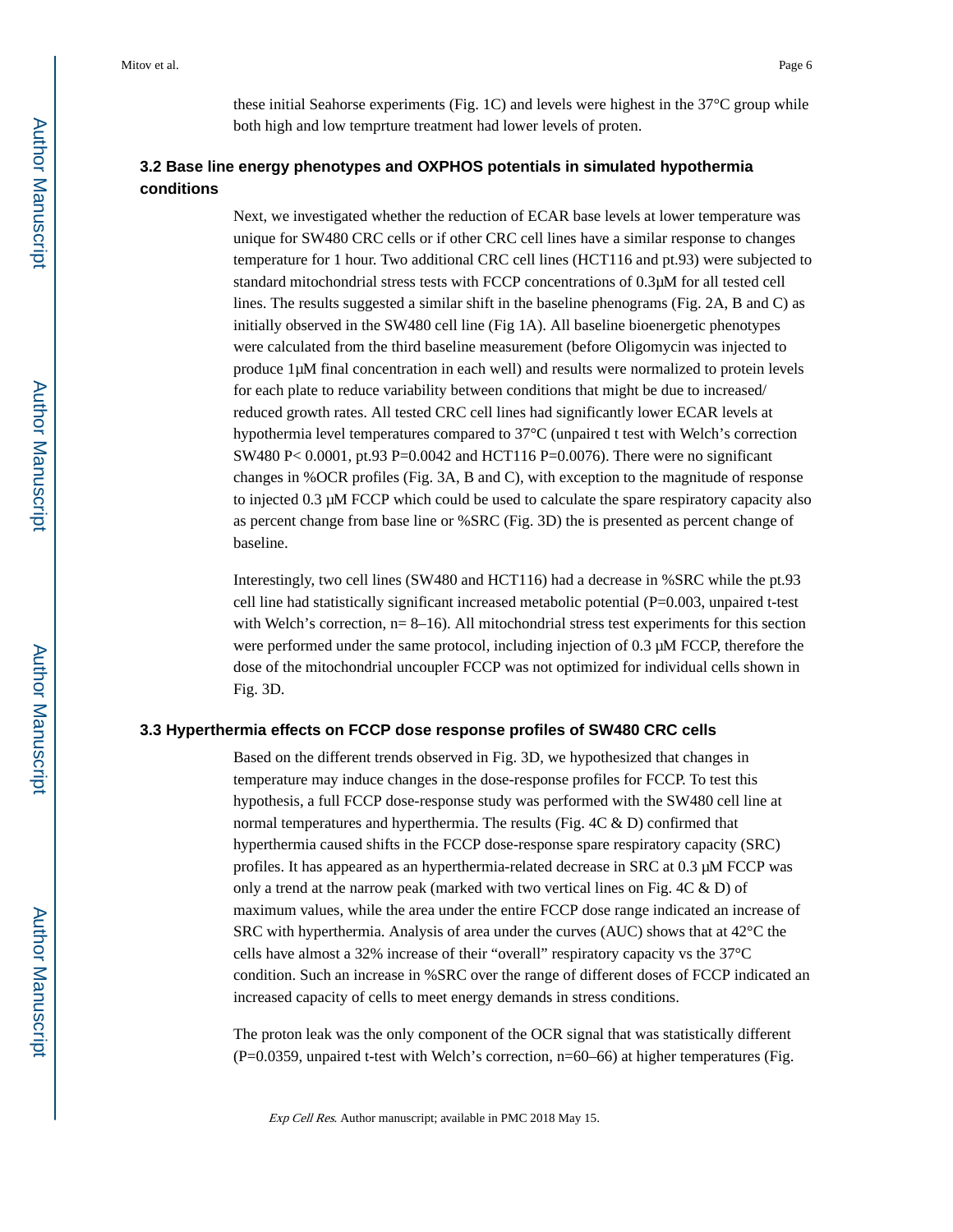these initial Seahorse experiments (Fig. 1C) and levels were highest in the 37°C group while both high and low temprture treatment had lower levels of proten.

## 3.2 Base line energy phenotypes and OXPHOS potentials in simulated hypothermia conditions

Next, we investigated whether the reduction of ECAR base levels at lower temperature was unique for SW480 CRC cells or if other CRC cell lines have a similar response to changes temperature for 1 hour. Two additional CRC cell lines (HCT116 and pt.93) were subjected to standard mitochondrial stress tests with FCCP concentrations of 0.3μM for all tested cell lines. The results suggested a similar shift in the baseline phenograms (Fig. 2A, B and C) as initially observed in the SW480 cell line (Fig 1A). All baseline bioenergetic phenotypes were calculated from the third baseline measurement (before Oligomycin was injected to produce 1μM final concentration in each well) and results were normalized to protein levels for each plate to reduce variability between conditions that might be due to increased/ reduced growth rates. All tested CRC cell lines had significantly lower ECAR levels at hypothermia level temperatures compared to 37°C (unpaired t test with Welch's correction SW480 $P< 0.0001$, pt.93 $P=0.0042$ and HCT116 $P=0.0076$). There were no significant changes in %OCR profiles (Fig. 3A, B and C), with exception to the magnitude of response to injected 0.3 μM FCCP which could be used to calculate the spare respiratory capacity also as percent change from base line or %SRC (Fig. 3D) the is presented as percent change of baseline.

Interestingly, two cell lines (SW480 and HCT116) had a decrease in %SRC while the pt.93 cell line had statistically significant increased metabolic potential ($P=0.003$, unpaired t-test with Welch's correction, n= 8–16). All mitochondrial stress test experiments for this section were performed under the same protocol, including injection of 0.3 μM FCCP, therefore the dose of the mitochondrial uncoupler FCCP was not optimized for individual cells shown in Fig. 3D.

## 3.3 Hyperthermia effects on FCCP dose response profiles of SW480 CRC cells

Based on the different trends observed in Fig. 3D, we hypothesized that changes in temperature may induce changes in the dose-response profiles for FCCP. To test this hypothesis, a full FCCP dose-response study was performed with the SW480 cell line at normal temperatures and hyperthermia. The results (Fig. 4C & D) confirmed that hyperthermia caused shifts in the FCCP dose-response spare respiratory capacity (SRC) profiles. It has appeared as an hyperthermia-related decrease in SRC at 0.3 μM FCCP was only a trend at the narrow peak (marked with two vertical lines on Fig. 4C & D) of maximum values, while the area under the entire FCCP dose range indicated an increase of SRC with hyperthermia. Analysis of area under the curves (AUC) shows that at 42°C the cells have almost a 32% increase of their "overall" respiratory capacity vs the 37°C condition. Such an increase in %SRC over the range of different doses of FCCP indicated an increased capacity of cells to meet energy demands in stress conditions.

The proton leak was the only component of the OCR signal that was statistically different ($P=0.0359$, unpaired t-test with Welch's correction, n=60–66) at higher temperatures (Fig.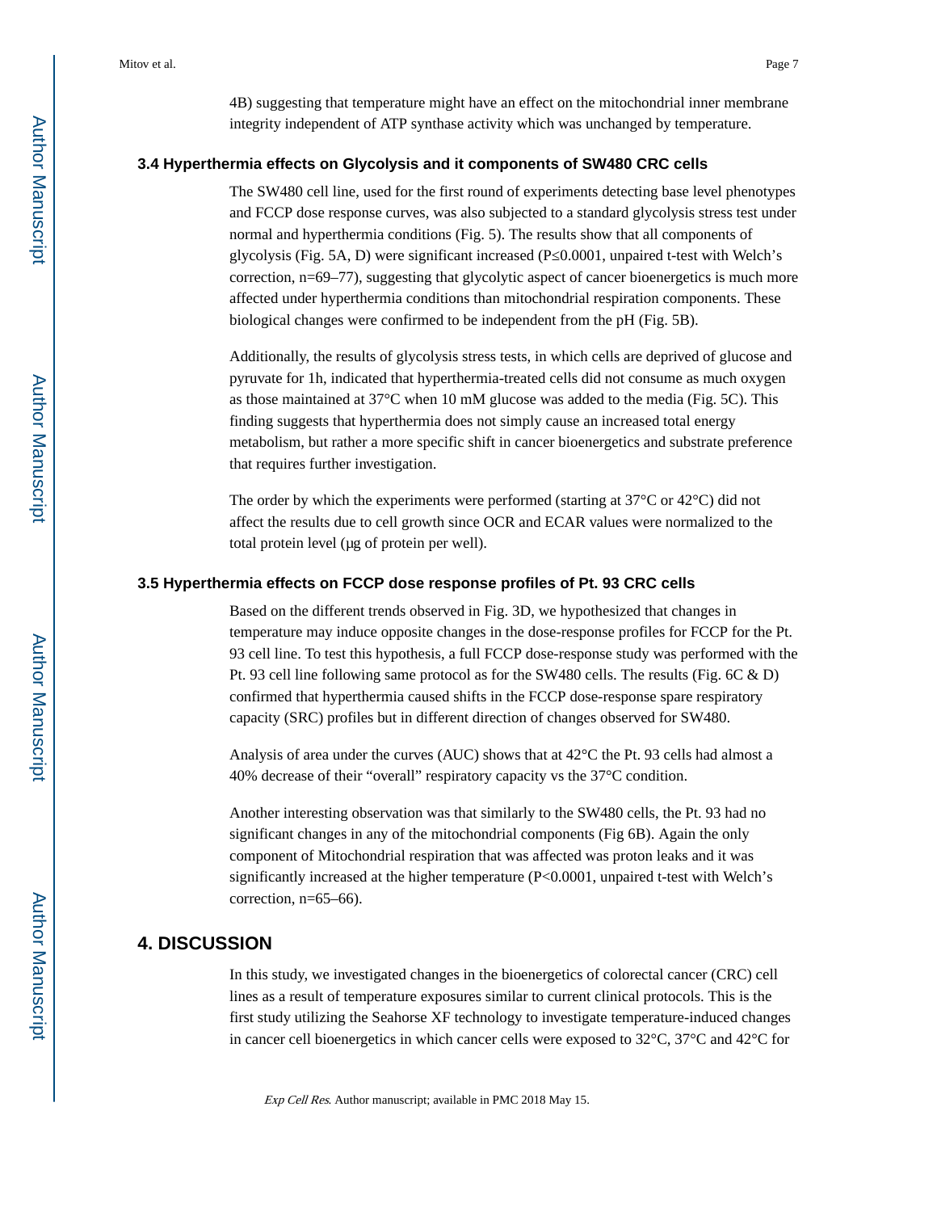4B) suggesting that temperature might have an effect on the mitochondrial inner membrane integrity independent of ATP synthase activity which was unchanged by temperature.

### 3.4 Hyperthermia effects on Glycolysis and it components of SW480 CRC cells

The SW480 cell line, used for the first round of experiments detecting base level phenotypes and FCCP dose response curves, was also subjected to a standard glycolysis stress test under normal and hyperthermia conditions (Fig. 5). The results show that all components of glycolysis (Fig. 5A, D) were significant increased ($P \leq 0.0001$, unpaired t-test with Welch's correction, n=69–77), suggesting that glycolytic aspect of cancer bioenergetics is much more affected under hyperthermia conditions than mitochondrial respiration components. These biological changes were confirmed to be independent from the pH (Fig. 5B).

Additionally, the results of glycolysis stress tests, in which cells are deprived of glucose and pyruvate for 1h, indicated that hyperthermia-treated cells did not consume as much oxygen as those maintained at 37°C when 10 mM glucose was added to the media (Fig. 5C). This finding suggests that hyperthermia does not simply cause an increased total energy metabolism, but rather a more specific shift in cancer bioenergetics and substrate preference that requires further investigation.

The order by which the experiments were performed (starting at 37°C or 42°C) did not affect the results due to cell growth since OCR and ECAR values were normalized to the total protein level (μg of protein per well).

### 3.5 Hyperthermia effects on FCCP dose response profiles of Pt. 93 CRC cells

Based on the different trends observed in Fig. 3D, we hypothesized that changes in temperature may induce opposite changes in the dose-response profiles for FCCP for the Pt. 93 cell line. To test this hypothesis, a full FCCP dose-response study was performed with the Pt. 93 cell line following same protocol as for the SW480 cells. The results (Fig. 6C & D) confirmed that hyperthermia caused shifts in the FCCP dose-response spare respiratory capacity (SRC) profiles but in different direction of changes observed for SW480.

Analysis of area under the curves (AUC) shows that at 42°C the Pt. 93 cells had almost a 40% decrease of their "overall" respiratory capacity vs the 37°C condition.

Another interesting observation was that similarly to the SW480 cells, the Pt. 93 had no significant changes in any of the mitochondrial components (Fig 6B). Again the only component of Mitochondrial respiration that was affected was proton leaks and it was significantly increased at the higher temperature ($P<0.0001$, unpaired t-test with Welch's correction, n=65–66).

## 4. DISCUSSION

In this study, we investigated changes in the bioenergetics of colorectal cancer (CRC) cell lines as a result of temperature exposures similar to current clinical protocols. This is the first study utilizing the Seahorse XF technology to investigate temperature-induced changes in cancer cell bioenergetics in which cancer cells were exposed to 32°C, 37°C and 42°C for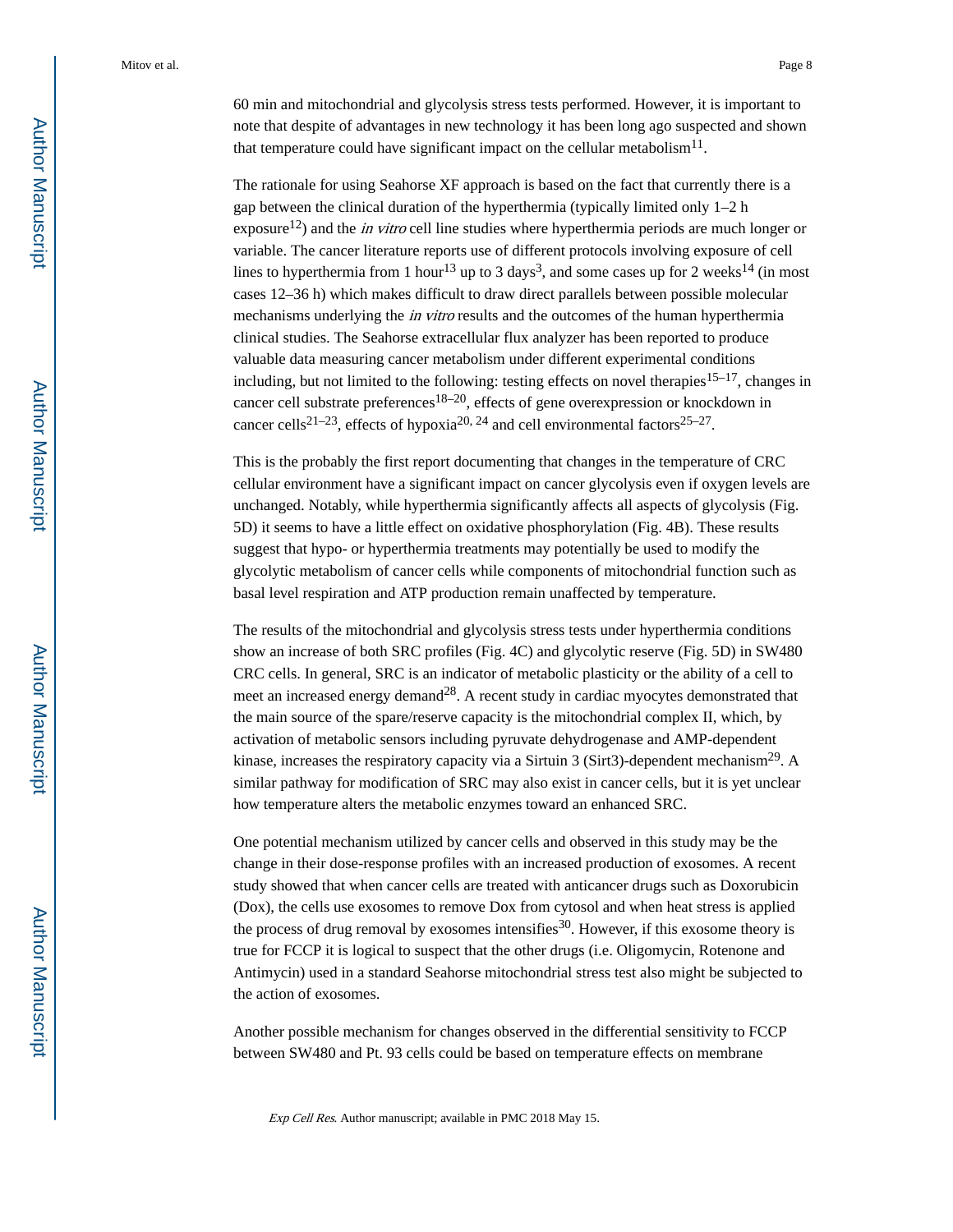60 min and mitochondrial and glycolysis stress tests performed. However, it is important to note that despite of advantages in new technology it has been long ago suspected and shown that temperature could have significant impact on the cellular metabolism[11].

The rationale for using Seahorse XF approach is based on the fact that currently there is a gap between the clinical duration of the hyperthermia (typically limited only 1–2 h exposure[12]) and the *in vitro* cell line studies where hyperthermia periods are much longer or variable. The cancer literature reports use of different protocols involving exposure of cell lines to hyperthermia from 1 hour[13] up to 3 days[3], and some cases up for 2 weeks[14] (in most cases 12–36 h) which makes difficult to draw direct parallels between possible molecular mechanisms underlying the *in vitro* results and the outcomes of the human hyperthermia clinical studies. The Seahorse extracellular flux analyzer has been reported to produce valuable data measuring cancer metabolism under different experimental conditions including, but not limited to the following: testing effects on novel therapies[15–17], changes in cancer cell substrate preferences[18–20], effects of gene overexpression or knockdown in cancer cells[21–23], effects of hypoxia[20, 24] and cell environmental factors[25–27].

This is the probably the first report documenting that changes in the temperature of CRC cellular environment have a significant impact on cancer glycolysis even if oxygen levels are unchanged. Notably, while hyperthermia significantly affects all aspects of glycolysis (Fig. 5D) it seems to have a little effect on oxidative phosphorylation (Fig. 4B). These results suggest that hypo- or hyperthermia treatments may potentially be used to modify the glycolytic metabolism of cancer cells while components of mitochondrial function such as basal level respiration and ATP production remain unaffected by temperature.

The results of the mitochondrial and glycolysis stress tests under hyperthermia conditions show an increase of both SRC profiles (Fig. 4C) and glycolytic reserve (Fig. 5D) in SW480 CRC cells. In general, SRC is an indicator of metabolic plasticity or the ability of a cell to meet an increased energy demand[28]. A recent study in cardiac myocytes demonstrated that the main source of the spare/reserve capacity is the mitochondrial complex II, which, by activation of metabolic sensors including pyruvate dehydrogenase and AMP-dependent kinase, increases the respiratory capacity via a Sirtuin 3 (Sirt3)-dependent mechanism[29]. A similar pathway for modification of SRC may also exist in cancer cells, but it is yet unclear how temperature alters the metabolic enzymes toward an enhanced SRC.

One potential mechanism utilized by cancer cells and observed in this study may be the change in their dose-response profiles with an increased production of exosomes. A recent study showed that when cancer cells are treated with anticancer drugs such as Doxorubicin (Dox), the cells use exosomes to remove Dox from cytosol and when heat stress is applied the process of drug removal by exosomes intensifies[30]. However, if this exosome theory is true for FCCP it is logical to suspect that the other drugs (i.e. Oligomycin, Rotenone and Antimycin) used in a standard Seahorse mitochondrial stress test also might be subjected to the action of exosomes.

Another possible mechanism for changes observed in the differential sensitivity to FCCP between SW480 and Pt. 93 cells could be based on temperature effects on membrane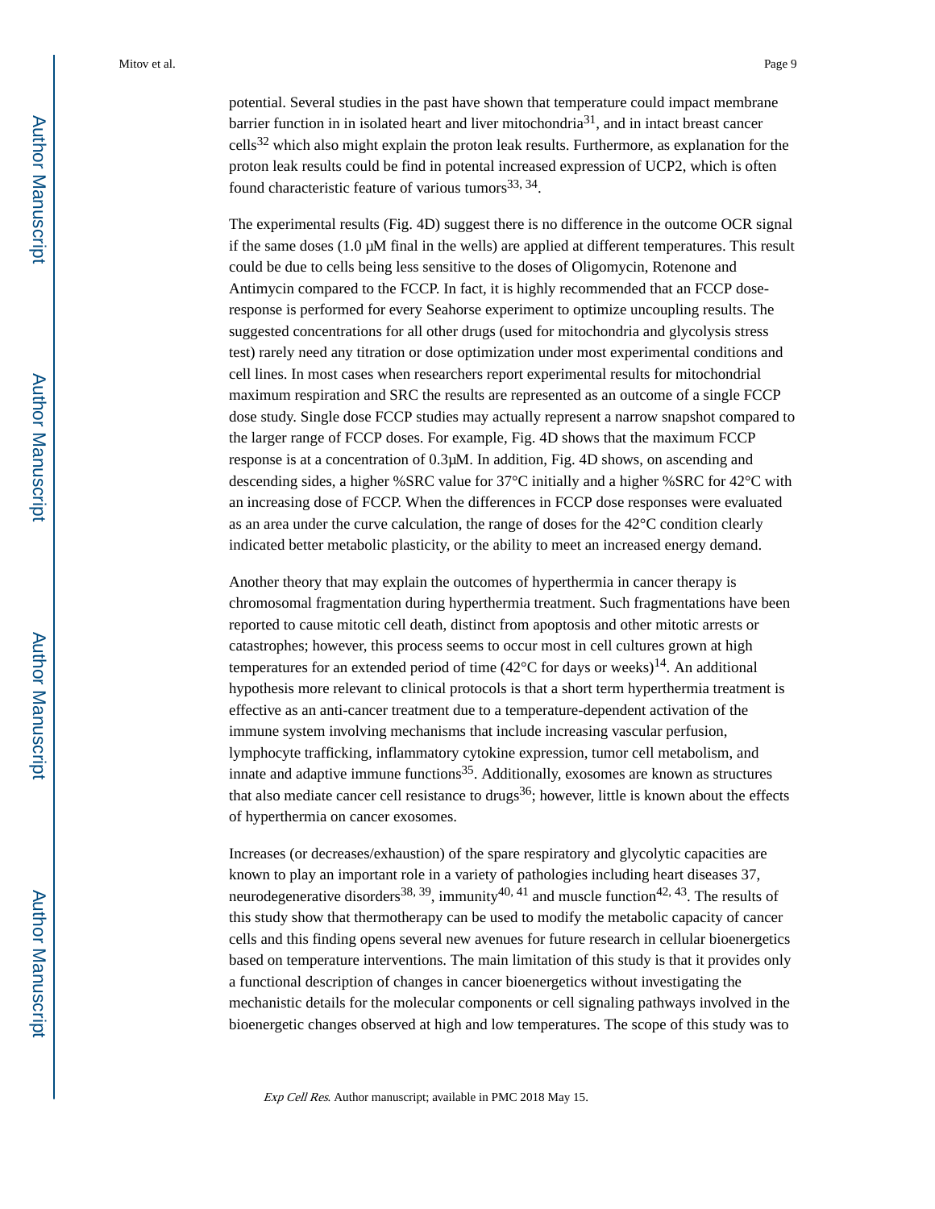potential. Several studies in the past have shown that temperature could impact membrane barrier function in in isolated heart and liver mitochondria[31], and in intact breast cancer cells[32] which also might explain the proton leak results. Furthermore, as explanation for the proton leak results could be find in potential increased expression of UCP2, which is often found characteristic feature of various tumors[33, 34].

The experimental results (Fig. 4D) suggest there is no difference in the outcome OCR signal if the same doses (1.0 μM final in the wells) are applied at different temperatures. This result could be due to cells being less sensitive to the doses of Oligomycin, Rotenone and Antimycin compared to the FCCP. In fact, it is highly recommended that an FCCP dose-response is performed for every Seahorse experiment to optimize uncoupling results. The suggested concentrations for all other drugs (used for mitochondria and glycolysis stress test) rarely need any titration or dose optimization under most experimental conditions and cell lines. In most cases when researchers report experimental results for mitochondrial maximum respiration and SRC the results are represented as an outcome of a single FCCP dose study. Single dose FCCP studies may actually represent a narrow snapshot compared to the larger range of FCCP doses. For example, Fig. 4D shows that the maximum FCCP response is at a concentration of 0.3μM. In addition, Fig. 4D shows, on ascending and descending sides, a higher %SRC value for 37°C initially and a higher %SRC for 42°C with an increasing dose of FCCP. When the differences in FCCP dose responses were evaluated as an area under the curve calculation, the range of doses for the 42°C condition clearly indicated better metabolic plasticity, or the ability to meet an increased energy demand.

Another theory that may explain the outcomes of hyperthermia in cancer therapy is chromosomal fragmentation during hyperthermia treatment. Such fragmentations have been reported to cause mitotic cell death, distinct from apoptosis and other mitotic arrests or catastrophes; however, this process seems to occur most in cell cultures grown at high temperatures for an extended period of time (42°C for days or weeks)[14]. An additional hypothesis more relevant to clinical protocols is that a short term hyperthermia treatment is effective as an anti-cancer treatment due to a temperature-dependent activation of the immune system involving mechanisms that include increasing vascular perfusion, lymphocyte trafficking, inflammatory cytokine expression, tumor cell metabolism, and innate and adaptive immune functions[35]. Additionally, exosomes are known as structures that also mediate cancer cell resistance to drugs[36]; however, little is known about the effects of hyperthermia on cancer exosomes.

Increases (or decreases/exhaustion) of the spare respiratory and glycolytic capacities are known to play an important role in a variety of pathologies including heart diseases 37, neurodegenerative disorders[38, 39], immunity[40, 41] and muscle function[42, 43]. The results of this study show that thermotherapy can be used to modify the metabolic capacity of cancer cells and this finding opens several new avenues for future research in cellular bioenergetics based on temperature interventions. The main limitation of this study is that it provides only a functional description of changes in cancer bioenergetics without investigating the mechanistic details for the molecular components or cell signaling pathways involved in the bioenergetic changes observed at high and low temperatures. The scope of this study was to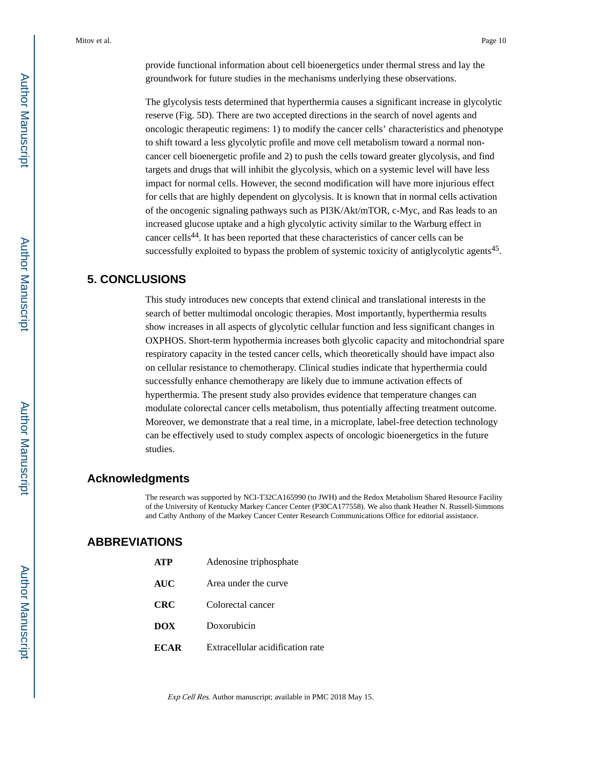provide functional information about cell bioenergetics under thermal stress and lay the groundwork for future studies in the mechanisms underlying these observations.

The glycolysis tests determined that hyperthermia causes a significant increase in glycolytic reserve (Fig. 5D). There are two accepted directions in the search of novel agents and oncologic therapeutic regimens: 1) to modify the cancer cells' characteristics and phenotype to shift toward a less glycolytic profile and move cell metabolism toward a normal non-cancer cell bioenergetic profile and 2) to push the cells toward greater glycolysis, and find targets and drugs that will inhibit the glycolysis, which on a systemic level will have less impact for normal cells. However, the second modification will have more injurious effect for cells that are highly dependent on glycolysis. It is known that in normal cells activation of the oncogenic signaling pathways such as PI3K/Akt/mTOR, c-Myc, and Ras leads to an increased glucose uptake and a high glycolytic activity similar to the Warburg effect in cancer cells[44]. It has been reported that these characteristics of cancer cells can be successfully exploited to bypass the problem of systemic toxicity of antiglycolytic agents[45].

## 5. CONCLUSIONS

This study introduces new concepts that extend clinical and translational interests in the search of better multimodal oncologic therapies. Most importantly, hyperthermia results show increases in all aspects of glycolytic cellular function and less significant changes in OXPHOS. Short-term hypothermia increases both glycolic capacity and mitochondrial spare respiratory capacity in the tested cancer cells, which theoretically should have impact also on cellular resistance to chemotherapy. Clinical studies indicate that hyperthermia could successfully enhance chemotherapy are likely due to immune activation effects of hyperthermia. The present study also provides evidence that temperature changes can modulate colorectal cancer cells metabolism, thus potentially affecting treatment outcome. Moreover, we demonstrate that a real time, in a microplate, label-free detection technology can be effectively used to study complex aspects of oncologic bioenergetics in the future studies.

## Acknowledgments

The research was supported by NCI-T32CA165990 (to JWH) and the Redox Metabolism Shared Resource Facility of the University of Kentucky Markey Cancer Center (P30CA177558). We also thank Heather N. Russell-Simmons and Cathy Anthony of the Markey Cancer Center Research Communications Office for editorial assistance.

## ABBREVIATIONS

| | |
|---|---|
| **ATP** | Adenosine triphosphate |
| **AUC** | Area under the curve |
| **CRC** | Colorectal cancer |
| **DOX** | Doxorubicin |
| **ECAR** | Extracellular acidification rate |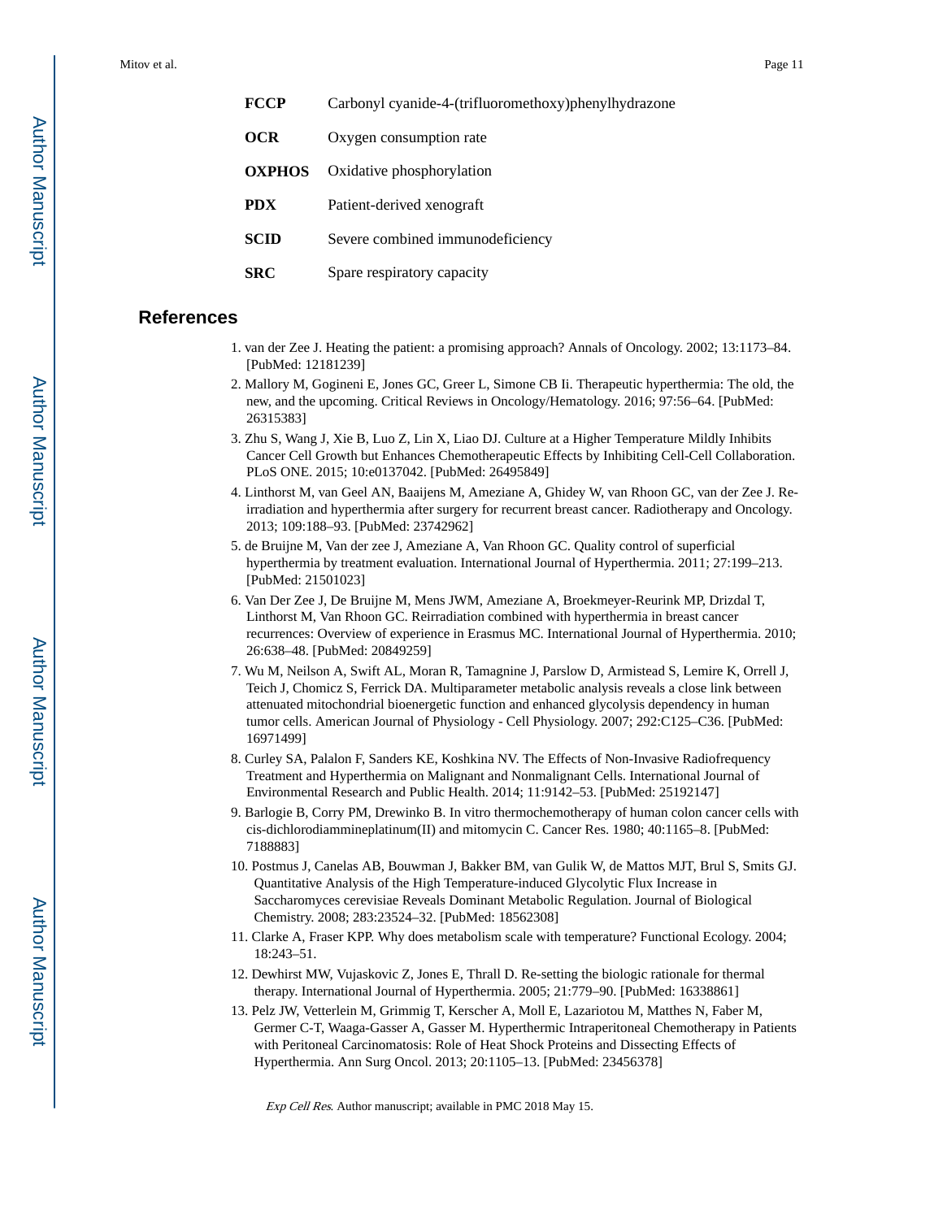| | |
|---|---|
| **FCCP** | Carbonyl cyanide-4-(trifluoromethoxy)phenylhydrazone |
| **OCR** | Oxygen consumption rate |
| **OXPHOS** | Oxidative phosphorylation |
| **PDX** | Patient-derived xenograft |
| **SCID** | Severe combined immunodeficiency |
| **SRC** | Spare respiratory capacity |

## References

1. van der Zee J. Heating the patient: a promising approach? Annals of Oncology. 2002; 13:1173–84. [PubMed: 12181239]
2. Mallory M, Gogineni E, Jones GC, Greer L, Simone CB Ii. Therapeutic hyperthermia: The old, the new, and the upcoming. Critical Reviews in Oncology/Hematology. 2016; 97:56–64. [PubMed: 26315383]
3. Zhu S, Wang J, Xie B, Luo Z, Lin X, Liao DJ. Culture at a Higher Temperature Mildly Inhibits Cancer Cell Growth but Enhances Chemotherapeutic Effects by Inhibiting Cell-Cell Collaboration. PLoS ONE. 2015; 10:e0137042. [PubMed: 26495849]
4. Linthorst M, van Geel AN, Baaijens M, Ameziane A, Ghidey W, van Rhoon GC, van der Zee J. Re-irradiation and hyperthermia after surgery for recurrent breast cancer. Radiotherapy and Oncology. 2013; 109:188–93. [PubMed: 23742962]
5. de Bruijne M, Van der zee J, Ameziane A, Van Rhoon GC. Quality control of superficial hyperthermia by treatment evaluation. International Journal of Hyperthermia. 2011; 27:199–213. [PubMed: 21501023]
6. Van Der Zee J, De Bruijne M, Mens JWM, Ameziane A, Broekmeyer-Reurink MP, Drizdal T, Linthorst M, Van Rhoon GC. Reirradiation combined with hyperthermia in breast cancer recurrences: Overview of experience in Erasmus MC. International Journal of Hyperthermia. 2010; 26:638–48. [PubMed: 20849259]
7. Wu M, Neilson A, Swift AL, Moran R, Tamagnine J, Parslow D, Armistead S, Lemire K, Orrell J, Teich J, Chomicz S, Ferrick DA. Multiparameter metabolic analysis reveals a close link between attenuated mitochondrial bioenergetic function and enhanced glycolysis dependency in human tumor cells. American Journal of Physiology - Cell Physiology. 2007; 292:C125–C36. [PubMed: 16971499]
8. Curley SA, Palalon F, Sanders KE, Koshkina NV. The Effects of Non-Invasive Radiofrequency Treatment and Hyperthermia on Malignant and Nonmalignant Cells. International Journal of Environmental Research and Public Health. 2014; 11:9142–53. [PubMed: 25192147]
9. Barlogie B, Corry PM, Drewinko B. In vitro thermochemotherapy of human colon cancer cells with cis-dichlorodiammineplatinum(II) and mitomycin C. Cancer Res. 1980; 40:1165–8. [PubMed: 7188883]
10. Postmus J, Canelas AB, Bouwman J, Bakker BM, van Gulik W, de Mattos MJT, Brul S, Smits GJ. Quantitative Analysis of the High Temperature-induced Glycolytic Flux Increase in Saccharomyces cerevisiae Reveals Dominant Metabolic Regulation. Journal of Biological Chemistry. 2008; 283:23524–32. [PubMed: 18562308]
11. Clarke A, Fraser KPP. Why does metabolism scale with temperature? Functional Ecology. 2004; 18:243–51.
12. Dewhirst MW, Vujaskovic Z, Jones E, Thrall D. Re-setting the biologic rationale for thermal therapy. International Journal of Hyperthermia. 2005; 21:779–90. [PubMed: 16338861]
13. Pelz JW, Vetterlein M, Grimmig T, Kerscher A, Moll E, Lazariotou M, Matthes N, Faber M, Germer C-T, Waaga-Gasser A, Gasser M. Hyperthermic Intraperitoneal Chemotherapy in Patients with Peritoneal Carcinomatosis: Role of Heat Shock Proteins and Dissecting Effects of Hyperthermia. Ann Surg Oncol. 2013; 20:1105–13. [PubMed: 23456378]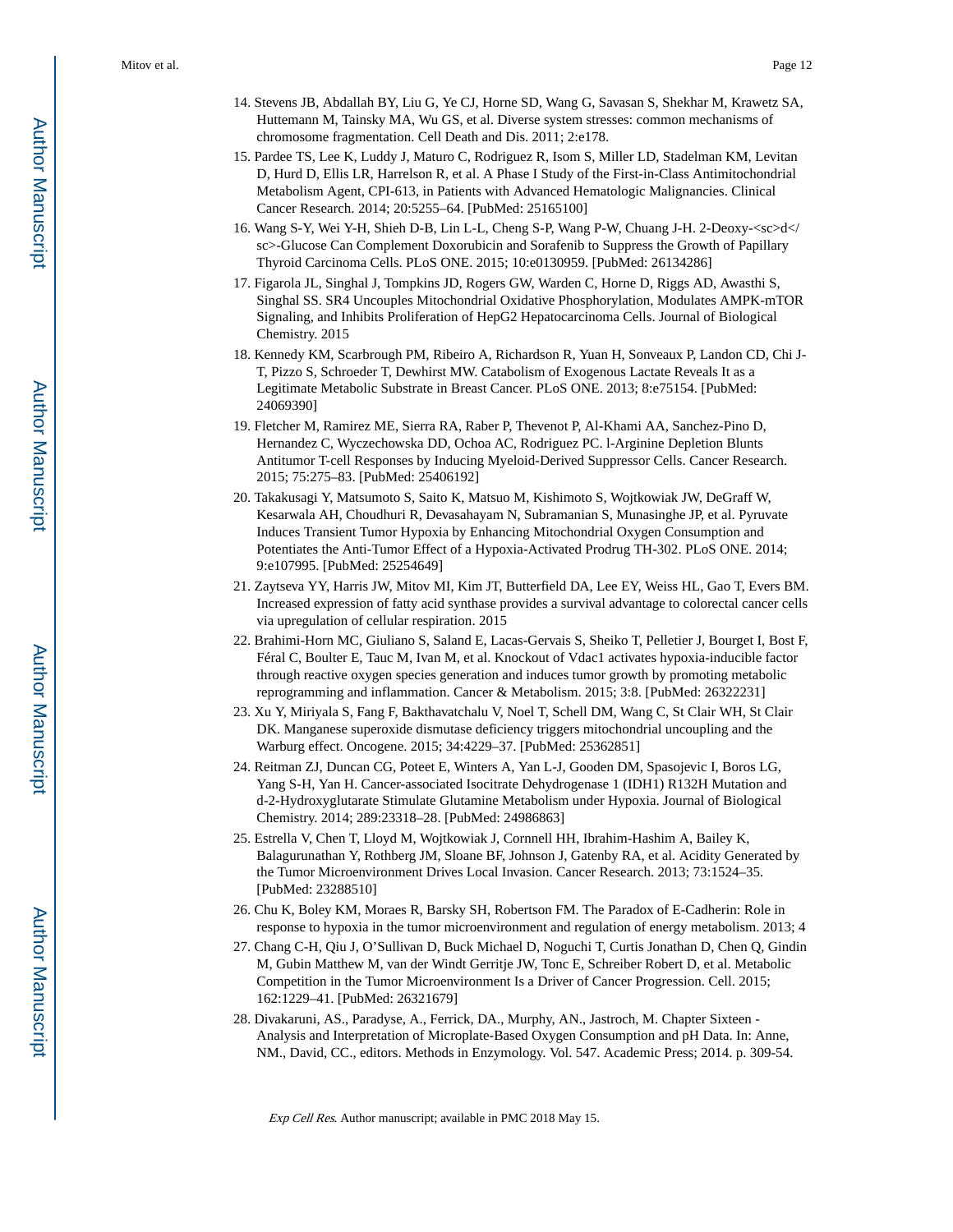14. Stevens JB, Abdallah BY, Liu G, Ye CJ, Horne SD, Wang G, Savasan S, Shekhar M, Krawetz SA, Huttemann M, Tainsky MA, Wu GS, et al. Diverse system stresses: common mechanisms of chromosome fragmentation. Cell Death and Dis. 2011; 2:e178.
15. Pardee TS, Lee K, Luddy J, Maturo C, Rodriguez R, Isom S, Miller LD, Stadelman KM, Levitan D, Hurd D, Ellis LR, Harrelson R, et al. A Phase I Study of the First-in-Class Antimitochondrial Metabolism Agent, CPI-613, in Patients with Advanced Hematologic Malignancies. Clinical Cancer Research. 2014; 20:5255–64. [PubMed: 25165100]
16. Wang S-Y, Wei Y-H, Shieh D-B, Lin L-L, Cheng S-P, Wang P-W, Chuang J-H. 2-Deoxy-<sc>d</sc>-Glucose Can Complement Doxorubicin and Sorafenib to Suppress the Growth of Papillary Thyroid Carcinoma Cells. PLoS ONE. 2015; 10:e0130959. [PubMed: 26134286]
17. Figarola JL, Singhal J, Tompkins JD, Rogers GW, Warden C, Horne D, Riggs AD, Awasthi S, Singhal SS. SR4 Uncouples Mitochondrial Oxidative Phosphorylation, Modulates AMPK-mTOR Signaling, and Inhibits Proliferation of HepG2 Hepatocarcinoma Cells. Journal of Biological Chemistry. 2015
18. Kennedy KM, Scarbrough PM, Ribeiro A, Richardson R, Yuan H, Sonveaux P, Landon CD, Chi J-T, Pizzo S, Schroeder T, Dewhirst MW. Catabolism of Exogenous Lactate Reveals It as a Legitimate Metabolic Substrate in Breast Cancer. PLoS ONE. 2013; 8:e75154. [PubMed: 24069390]
19. Fletcher M, Ramirez ME, Sierra RA, Raber P, Thevenot P, Al-Khami AA, Sanchez-Pino D, Hernandez C, Wyczechowska DD, Ochoa AC, Rodriguez PC. l-Arginine Depletion Blunts Antitumor T-cell Responses by Inducing Myeloid-Derived Suppressor Cells. Cancer Research. 2015; 75:275–83. [PubMed: 25406192]
20. Takakusagi Y, Matsumoto S, Saito K, Matsuo M, Kishimoto S, Wojtkowiak JW, DeGraff W, Kesarwala AH, Choudhuri R, Devasahayam N, Subramanian S, Munasinghe JP, et al. Pyruvate Induces Transient Tumor Hypoxia by Enhancing Mitochondrial Oxygen Consumption and Potentiates the Anti-Tumor Effect of a Hypoxia-Activated Prodrug TH-302. PLoS ONE. 2014; 9:e107995. [PubMed: 25254649]
21. Zaytseva YY, Harris JW, Mitov MI, Kim JT, Butterfield DA, Lee EY, Weiss HL, Gao T, Evers BM. Increased expression of fatty acid synthase provides a survival advantage to colorectal cancer cells via upregulation of cellular respiration. 2015
22. Brahimi-Horn MC, Giuliano S, Saland E, Lacas-Gervais S, Sheiko T, Pelletier J, Bourget I, Bost F, Féral C, Boulter E, Tauc M, Ivan M, et al. Knockout of Vdac1 activates hypoxia-inducible factor through reactive oxygen species generation and induces tumor growth by promoting metabolic reprogramming and inflammation. Cancer & Metabolism. 2015; 3:8. [PubMed: 26322231]
23. Xu Y, Miriyala S, Fang F, Bakthavatchalu V, Noel T, Schell DM, Wang C, St Clair WH, St Clair DK. Manganese superoxide dismutase deficiency triggers mitochondrial uncoupling and the Warburg effect. Oncogene. 2015; 34:4229–37. [PubMed: 25362851]
24. Reitman ZJ, Duncan CG, Poteet E, Winters A, Yan L-J, Gooden DM, Spasojevic I, Boros LG, Yang S-H, Yan H. Cancer-associated Isocitrate Dehydrogenase 1 (IDH1) R132H Mutation and d-2-Hydroxyglutarate Stimulate Glutamine Metabolism under Hypoxia. Journal of Biological Chemistry. 2014; 289:23318–28. [PubMed: 24986863]
25. Estrella V, Chen T, Lloyd M, Wojtkowiak J, Cornnell HH, Ibrahim-Hashim A, Bailey K, Balagurunathan Y, Rothberg JM, Sloane BF, Johnson J, Gatenby RA, et al. Acidity Generated by the Tumor Microenvironment Drives Local Invasion. Cancer Research. 2013; 73:1524–35. [PubMed: 23288510]
26. Chu K, Boley KM, Moraes R, Barsky SH, Robertson FM. The Paradox of E-Cadherin: Role in response to hypoxia in the tumor microenvironment and regulation of energy metabolism. 2013; 4
27. Chang C-H, Qiu J, O'Sullivan D, Buck Michael D, Noguchi T, Curtis Jonathan D, Chen Q, Gindin M, Gubin Matthew M, van der Windt Gerritje JW, Tonc E, Schreiber Robert D, et al. Metabolic Competition in the Tumor Microenvironment Is a Driver of Cancer Progression. Cell. 2015; 162:1229–41. [PubMed: 26321679]
28. Divakaruni, AS., Paradyse, A., Ferrick, DA., Murphy, AN., Jastroch, M. Chapter Sixteen - Analysis and Interpretation of Microplate-Based Oxygen Consumption and pH Data. In: Anne, NM., David, CC., editors. Methods in Enzymology. Vol. 547. Academic Press; 2014. p. 309-54.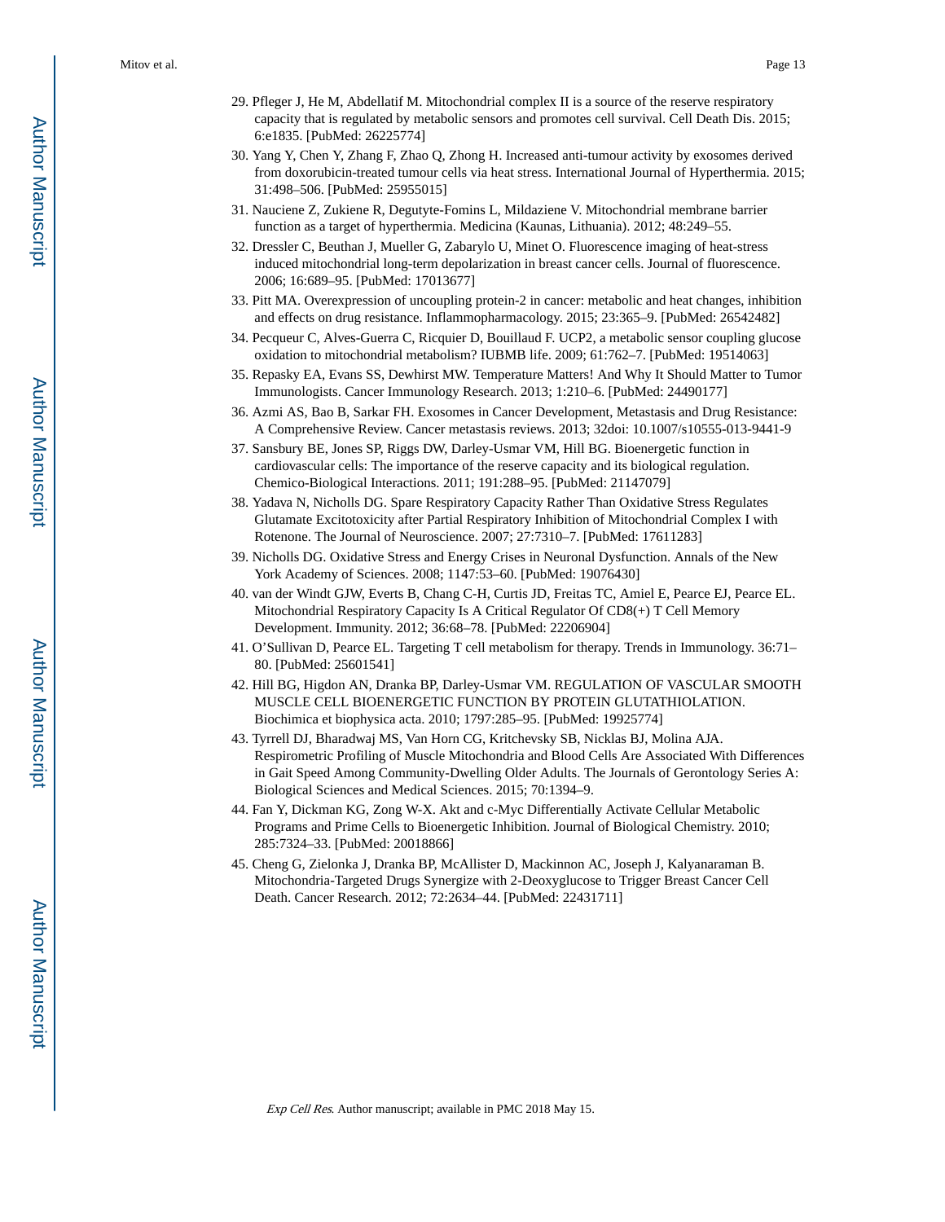29. Pfleger J, He M, Abdellatif M. Mitochondrial complex II is a source of the reserve respiratory capacity that is regulated by metabolic sensors and promotes cell survival. Cell Death Dis. 2015; 6:e1835. [PubMed: 26225774]
30. Yang Y, Chen Y, Zhang F, Zhao Q, Zhong H. Increased anti-tumour activity by exosomes derived from doxorubicin-treated tumour cells via heat stress. International Journal of Hyperthermia. 2015; 31:498–506. [PubMed: 25955015]
31. Nauciene Z, Zukiene R, Degutyte-Fomins L, Mildaziene V. Mitochondrial membrane barrier function as a target of hyperthermia. Medicina (Kaunas, Lithuania). 2012; 48:249–55.
32. Dressler C, Beuthan J, Mueller G, Zabarylo U, Minet O. Fluorescence imaging of heat-stress induced mitochondrial long-term depolarization in breast cancer cells. Journal of fluorescence. 2006; 16:689–95. [PubMed: 17013677]
33. Pitt MA. Overexpression of uncoupling protein-2 in cancer: metabolic and heat changes, inhibition and effects on drug resistance. Inflammopharmacology. 2015; 23:365–9. [PubMed: 26542482]
34. Pecqueur C, Alves-Guerra C, Ricquier D, Bouillaud F. UCP2, a metabolic sensor coupling glucose oxidation to mitochondrial metabolism? IUBMB life. 2009; 61:762–7. [PubMed: 19514063]
35. Repasky EA, Evans SS, Dewhirst MW. Temperature Matters! And Why It Should Matter to Tumor Immunologists. Cancer Immunology Research. 2013; 1:210–6. [PubMed: 24490177]
36. Azmi AS, Bao B, Sarkar FH. Exosomes in Cancer Development, Metastasis and Drug Resistance: A Comprehensive Review. Cancer metastasis reviews. 2013; 32doi: 10.1007/s10555-013-9441-9
37. Sansbury BE, Jones SP, Riggs DW, Darley-Usmar VM, Hill BG. Bioenergetic function in cardiovascular cells: The importance of the reserve capacity and its biological regulation. Chemico-Biological Interactions. 2011; 191:288–95. [PubMed: 21147079]
38. Yadava N, Nicholls DG. Spare Respiratory Capacity Rather Than Oxidative Stress Regulates Glutamate Excitotoxicity after Partial Respiratory Inhibition of Mitochondrial Complex I with Rotenone. The Journal of Neuroscience. 2007; 27:7310–7. [PubMed: 17611283]
39. Nicholls DG. Oxidative Stress and Energy Crises in Neuronal Dysfunction. Annals of the New York Academy of Sciences. 2008; 1147:53–60. [PubMed: 19076430]
40. van der Windt GJW, Everts B, Chang C-H, Curtis JD, Freitas TC, Amiel E, Pearce EJ, Pearce EL. Mitochondrial Respiratory Capacity Is A Critical Regulator Of CD8(+) T Cell Memory Development. Immunity. 2012; 36:68–78. [PubMed: 22206904]
41. O'Sullivan D, Pearce EL. Targeting T cell metabolism for therapy. Trends in Immunology. 36:71–80. [PubMed: 25601541]
42. Hill BG, Higdon AN, Dranka BP, Darley-Usmar VM. REGULATION OF VASCULAR SMOOTH MUSCLE CELL BIOENERGETIC FUNCTION BY PROTEIN GLUTATHIOLATION. Biochimica et biophysica acta. 2010; 1797:285–95. [PubMed: 19925774]
43. Tyrrell DJ, Bharadwaj MS, Van Horn CG, Kritchevsky SB, Nicklas BJ, Molina AJA. Respirometric Profiling of Muscle Mitochondria and Blood Cells Are Associated With Differences in Gait Speed Among Community-Dwelling Older Adults. The Journals of Gerontology Series A: Biological Sciences and Medical Sciences. 2015; 70:1394–9.
44. Fan Y, Dickman KG, Zong W-X. Akt and c-Myc Differentially Activate Cellular Metabolic Programs and Prime Cells to Bioenergetic Inhibition. Journal of Biological Chemistry. 2010; 285:7324–33. [PubMed: 20018866]
45. Cheng G, Zielonka J, Dranka BP, McAllister D, Mackinnon AC, Joseph J, Kalyanaraman B. Mitochondria-Targeted Drugs Synergize with 2-Deoxyglucose to Trigger Breast Cancer Cell Death. Cancer Research. 2012; 72:2634–44. [PubMed: 22431711]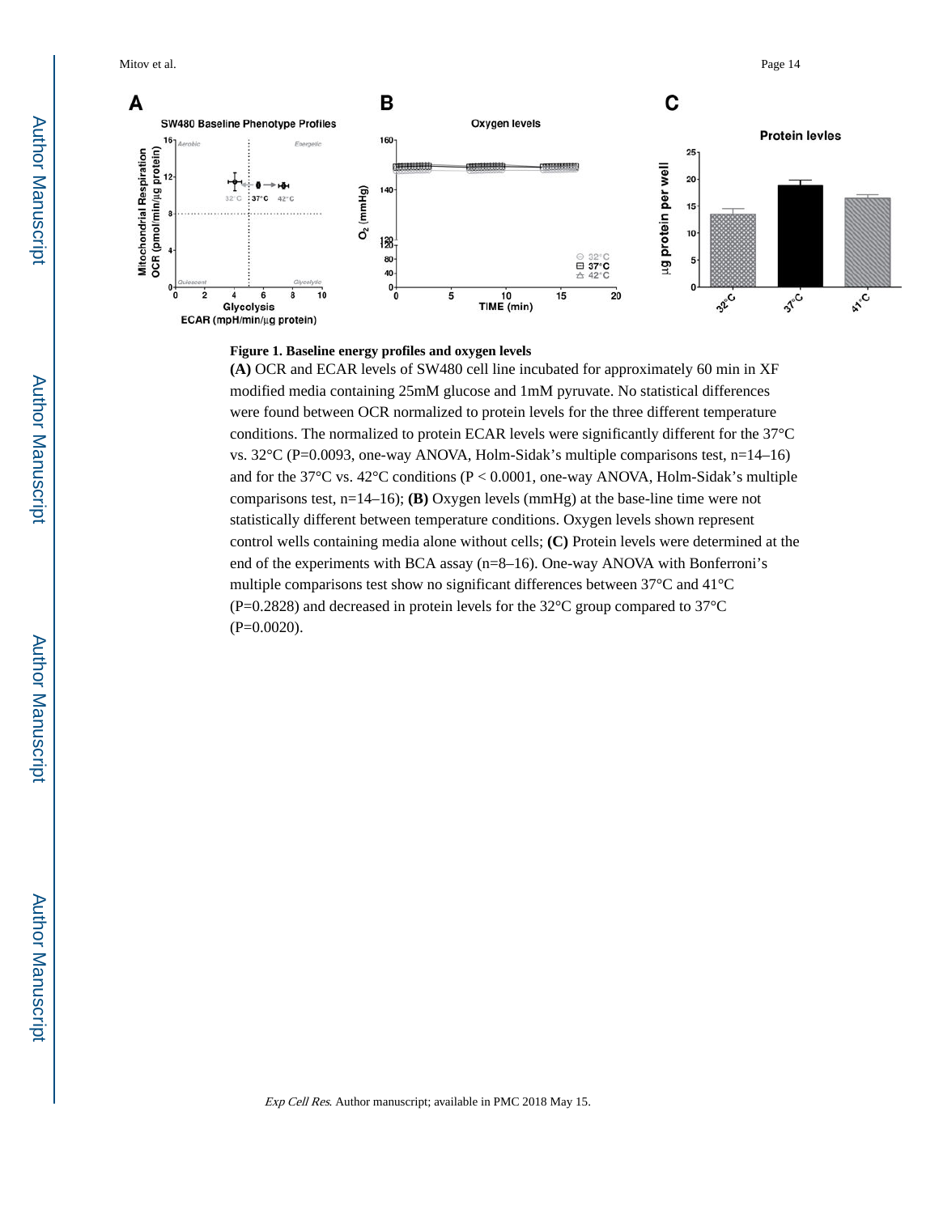**Figure 1. Baseline energy profiles and oxygen levels**

**(A)** OCR and ECAR levels of SW480 cell line incubated for approximately 60 min in XF modified media containing 25mM glucose and 1mM pyruvate. No statistical differences were found between OCR normalized to protein levels for the three different temperature conditions. The normalized to protein ECAR levels were significantly different for the 37°C vs. 32°C (P=0.0093, one-way ANOVA, Holm-Sidak's multiple comparisons test, n=14–16) and for the 37°C vs. 42°C conditions (P < 0.0001, one-way ANOVA, Holm-Sidak's multiple comparisons test, n=14–16); **(B)** Oxygen levels (mmHg) at the base-line time were not statistically different between temperature conditions. Oxygen levels shown represent control wells containing media alone without cells; **(C)** Protein levels were determined at the end of the experiments with BCA assay (n=8–16). One-way ANOVA with Bonferroni's multiple comparisons test show no significant differences between 37°C and 41°C (P=0.2828) and decreased in protein levels for the 32°C group compared to 37°C (P=0.0020).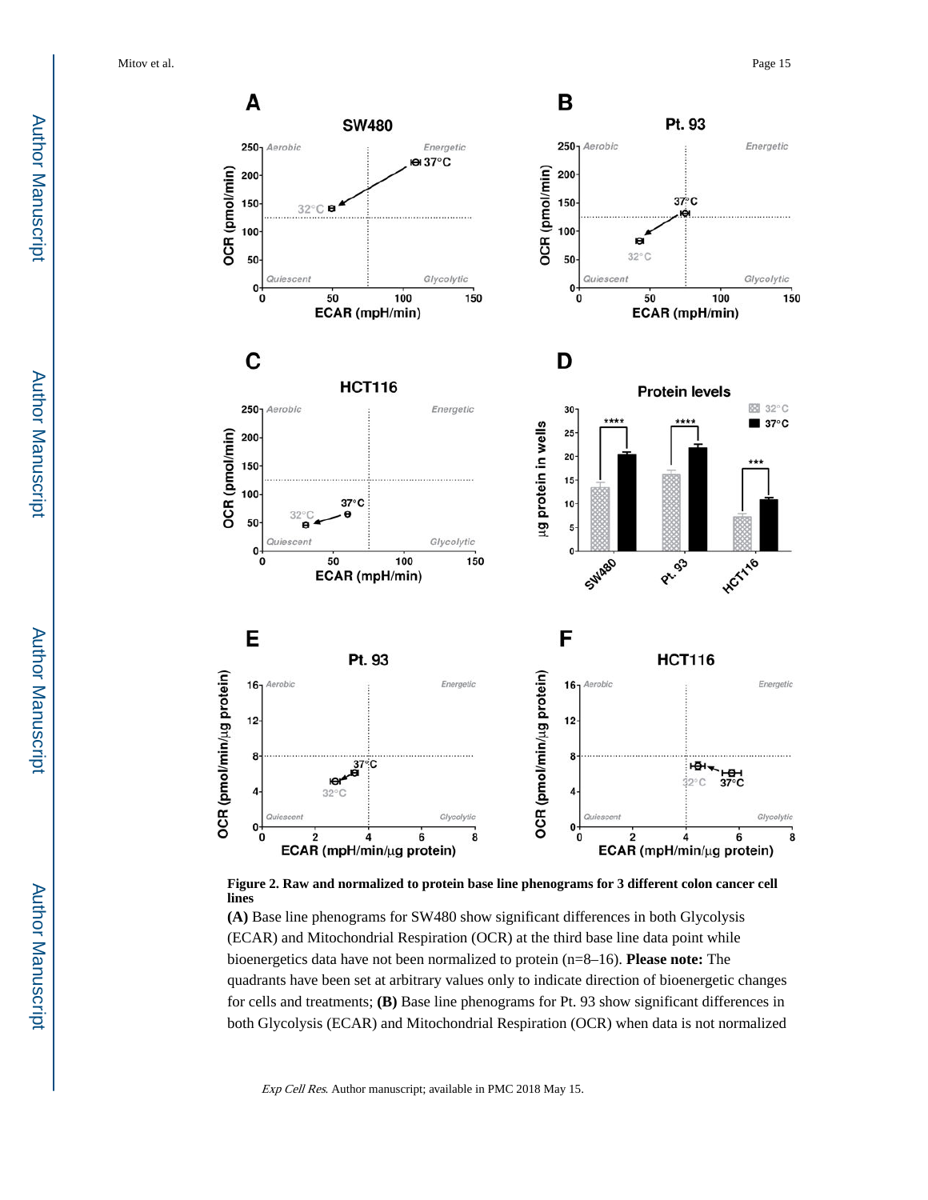**Figure 2. Raw and normalized to protein base line phenograms for 3 different colon cancer cell lines**

**(A)** Base line phenograms for SW480 show significant differences in both Glycolysis (ECAR) and Mitochondrial Respiration (OCR) at the third base line data point while bioenergetics data have not been normalized to protein (n=8–16). **Please note:** The quadrants have been set at arbitrary values only to indicate direction of bioenergetic changes for cells and treatments; **(B)** Base line phenograms for Pt. 93 show significant differences in both Glycolysis (ECAR) and Mitochondrial Respiration (OCR) when data is not normalized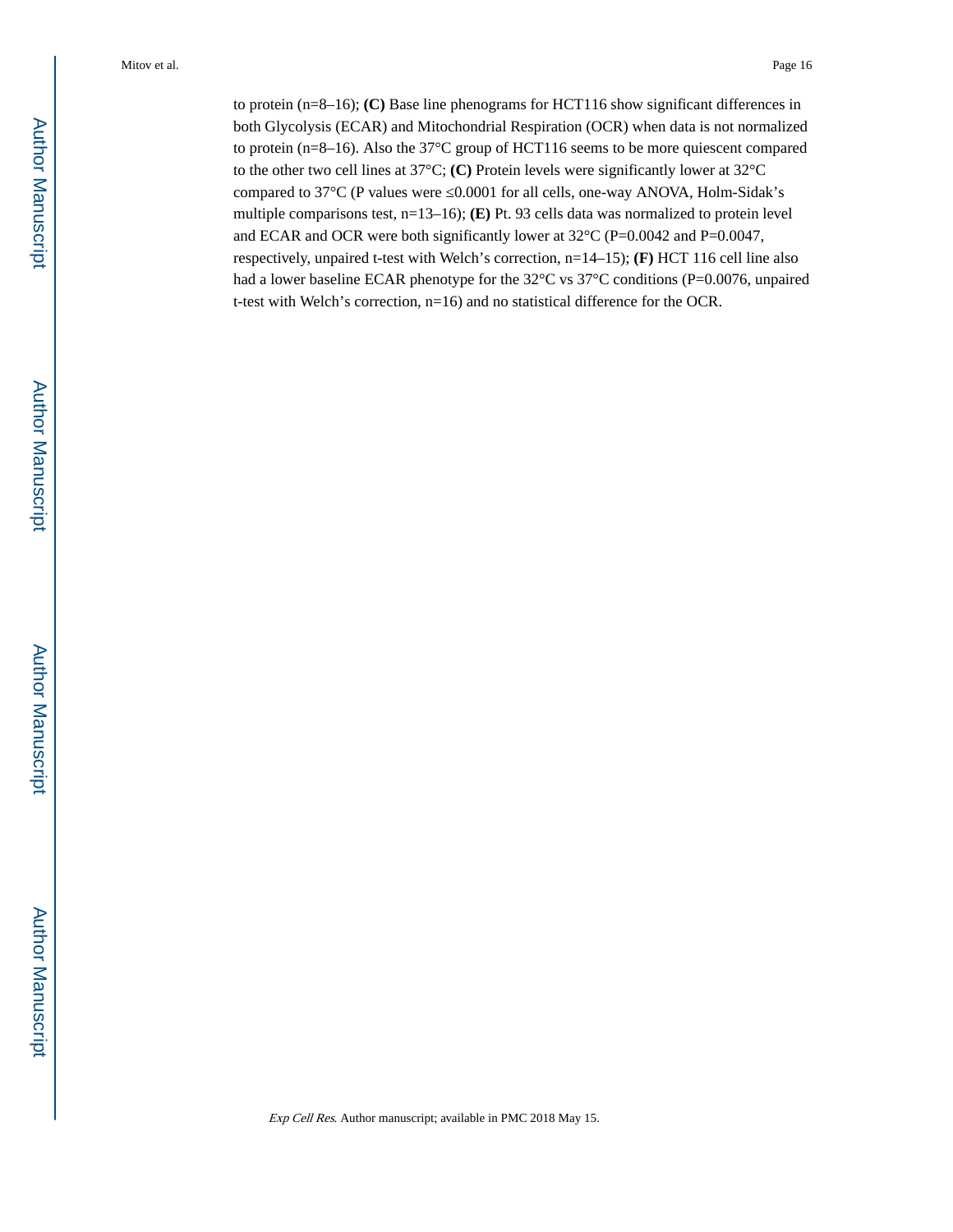to protein (n=8–16); **(C)** Base line phenograms for HCT116 show significant differences in both Glycolysis (ECAR) and Mitochondrial Respiration (OCR) when data is not normalized to protein (n=8–16). Also the 37°C group of HCT116 seems to be more quiescent compared to the other two cell lines at 37°C; **(C)** Protein levels were significantly lower at 32°C compared to 37°C (P values were ≤0.0001 for all cells, one-way ANOVA, Holm-Sidak's multiple comparisons test, n=13–16); **(E)** Pt. 93 cells data was normalized to protein level and ECAR and OCR were both significantly lower at 32°C (P=0.0042 and P=0.0047, respectively, unpaired t-test with Welch's correction, n=14–15); **(F)** HCT 116 cell line also had a lower baseline ECAR phenotype for the 32°C vs 37°C conditions (P=0.0076, unpaired t-test with Welch's correction, n=16) and no statistical difference for the OCR.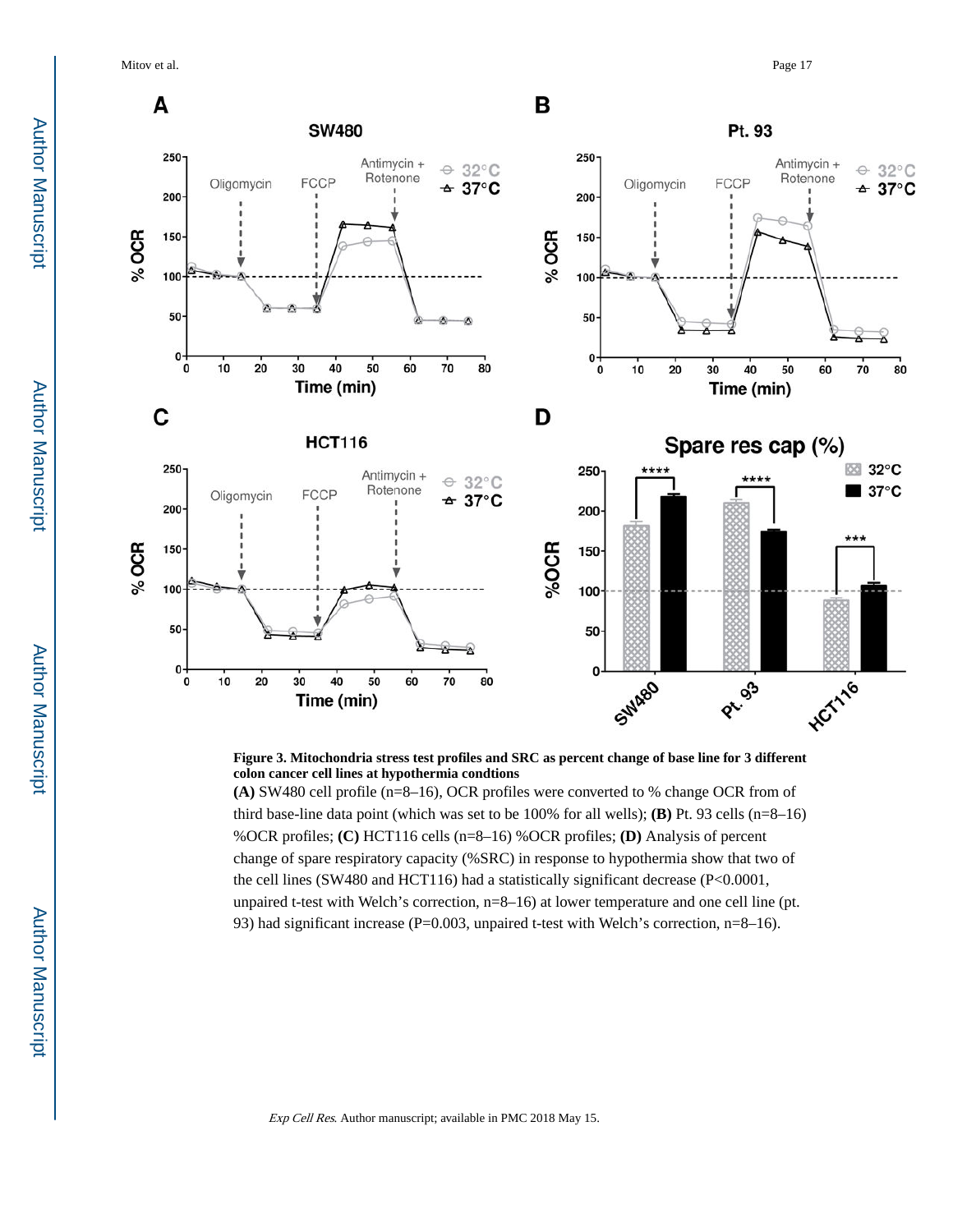**Figure 3. Mitochondria stress test profiles and SRC as percent change of base line for 3 different colon cancer cell lines at hypothermia condtions**

**(A)** SW480 cell profile (n=8–16), OCR profiles were converted to % change OCR from of third base-line data point (which was set to be 100% for all wells); **(B)** Pt. 93 cells (n=8–16) %OCR profiles; **(C)** HCT116 cells (n=8–16) %OCR profiles; **(D)** Analysis of percent change of spare respiratory capacity (%SRC) in response to hypothermia show that two of the cell lines (SW480 and HCT116) had a statistically significant decrease (P<0.0001, unpaired t-test with Welch's correction, n=8–16) at lower temperature and one cell line (pt. 93) had significant increase (P=0.003, unpaired t-test with Welch's correction, n=8–16).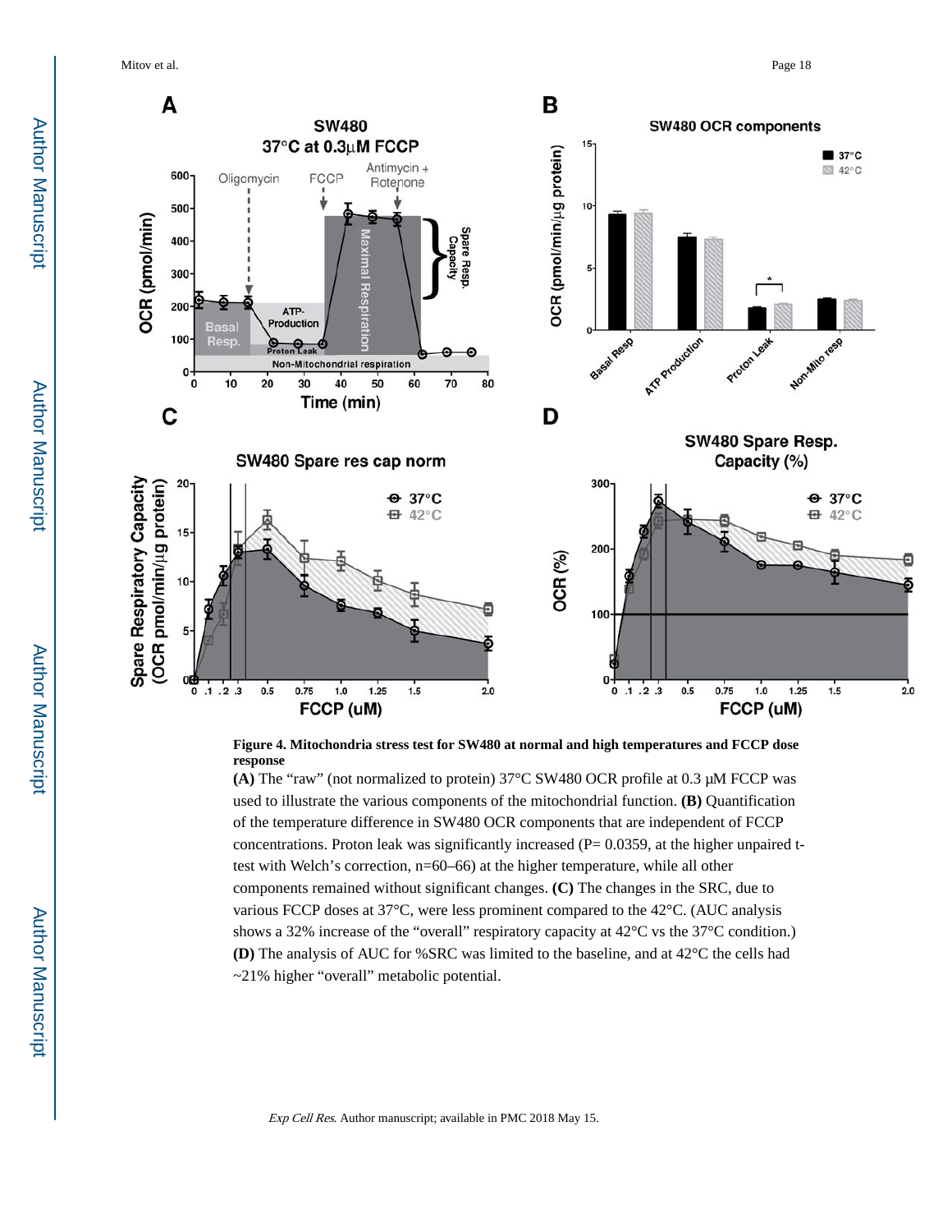**Figure 4. Mitochondria stress test for SW480 at normal and high temperatures and FCCP dose response**

**(A)** The "raw" (not normalized to protein) 37°C SW480 OCR profile at 0.3 μM FCCP was used to illustrate the various components of the mitochondrial function. **(B)** Quantification of the temperature difference in SW480 OCR components that are independent of FCCP concentrations. Proton leak was significantly increased (P= 0.0359, at the higher unpaired t-test with Welch's correction, n=60–66) at the higher temperature, while all other components remained without significant changes. **(C)** The changes in the SRC, due to various FCCP doses at 37°C, were less prominent compared to the 42°C. (AUC analysis shows a 32% increase of the "overall" respiratory capacity at 42°C vs the 37°C condition.) **(D)** The analysis of AUC for %SRC was limited to the baseline, and at 42°C the cells had ~21% higher "overall" metabolic potential.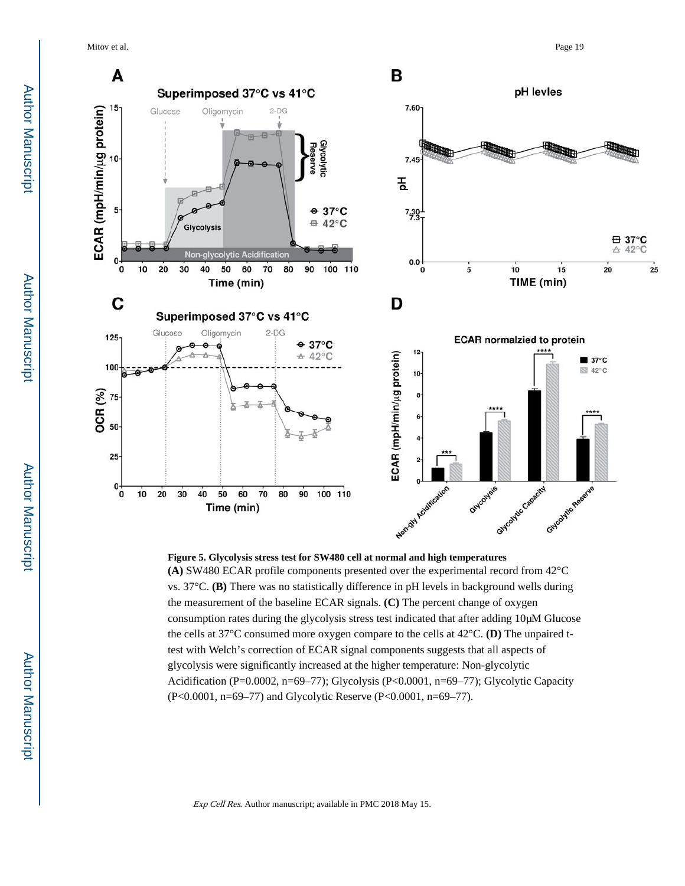**Figure 5. Glycolysis stress test for SW480 cell at normal and high temperatures**

**(A)** SW480 ECAR profile components presented over the experimental record from 42°C vs. 37°C. **(B)** There was no statistically difference in pH levels in background wells during the measurement of the baseline ECAR signals. **(C)** The percent change of oxygen consumption rates during the glycolysis stress test indicated that after adding 10μM Glucose the cells at 37°C consumed more oxygen compare to the cells at 42°C. **(D)** The unpaired t-test with Welch's correction of ECAR signal components suggests that all aspects of glycolysis were significantly increased at the higher temperature: Non-glycolytic Acidification (P=0.0002, n=69–77); Glycolysis (P<0.0001, n=69–77); Glycolytic Capacity (P<0.0001, n=69–77) and Glycolytic Reserve (P<0.0001, n=69–77).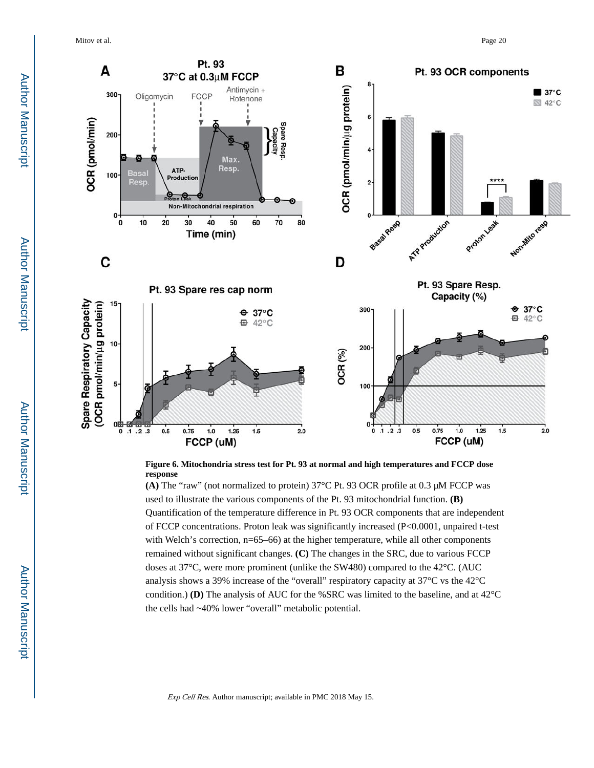A

Pt. 93

37°C at 0.3μM FCCP

Oligomycin

FCCP

Antimycin + Rotenone

OCR (pmol/min)

300

200

100

0

Basal Resp.

ATP-Production

Proton Leak

Non-Mitochondrial respiration

Max. Resp.

Spare Resp. Capacity

0 10 20 30 40 50 60 70 80

Time (min)

B

Pt. 93 OCR components

OCR (pmol/min/μg protein)

8

6

4

2

0

37°C

42°C

****

Basal Resp

ATP Production

Proton Leak

Non-Mito resp

C

Pt. 93 Spare res cap norm

Spare Respiratory Capacity (OCR pmol/min/μg protein)

15

10

5

0

37°C

42°C

0 .1 .2 .3 0.5 0.75 1.0 1.25 1.5 2.0

FCCP (uM)

D

Pt. 93 Spare Resp. Capacity (%)

OCR (%)

300

200

100

0

37°C

42°C

0 .1 .2 .3 0.5 0.75 1.0 1.25 1.5 2.0

FCCP (uM)

**Figure 6. Mitochondria stress test for Pt. 93 at normal and high temperatures and FCCP dose response**

**(A)** The "raw" (not normalized to protein) 37°C Pt. 93 OCR profile at 0.3 μM FCCP was used to illustrate the various components of the Pt. 93 mitochondrial function. **(B)** Quantification of the temperature difference in Pt. 93 OCR components that are independent of FCCP concentrations. Proton leak was significantly increased ($P<0.0001$, unpaired t-test with Welch's correction, $n=65–66$) at the higher temperature, while all other components remained without significant changes. **(C)** The changes in the SRC, due to various FCCP doses at 37°C, were more prominent (unlike the SW480) compared to the 42°C. (AUC analysis shows a 39% increase of the "overall" respiratory capacity at 37°C vs the 42°C condition.) **(D)** The analysis of AUC for the %SRC was limited to the baseline, and at 42°C the cells had ~40% lower "overall" metabolic potential.